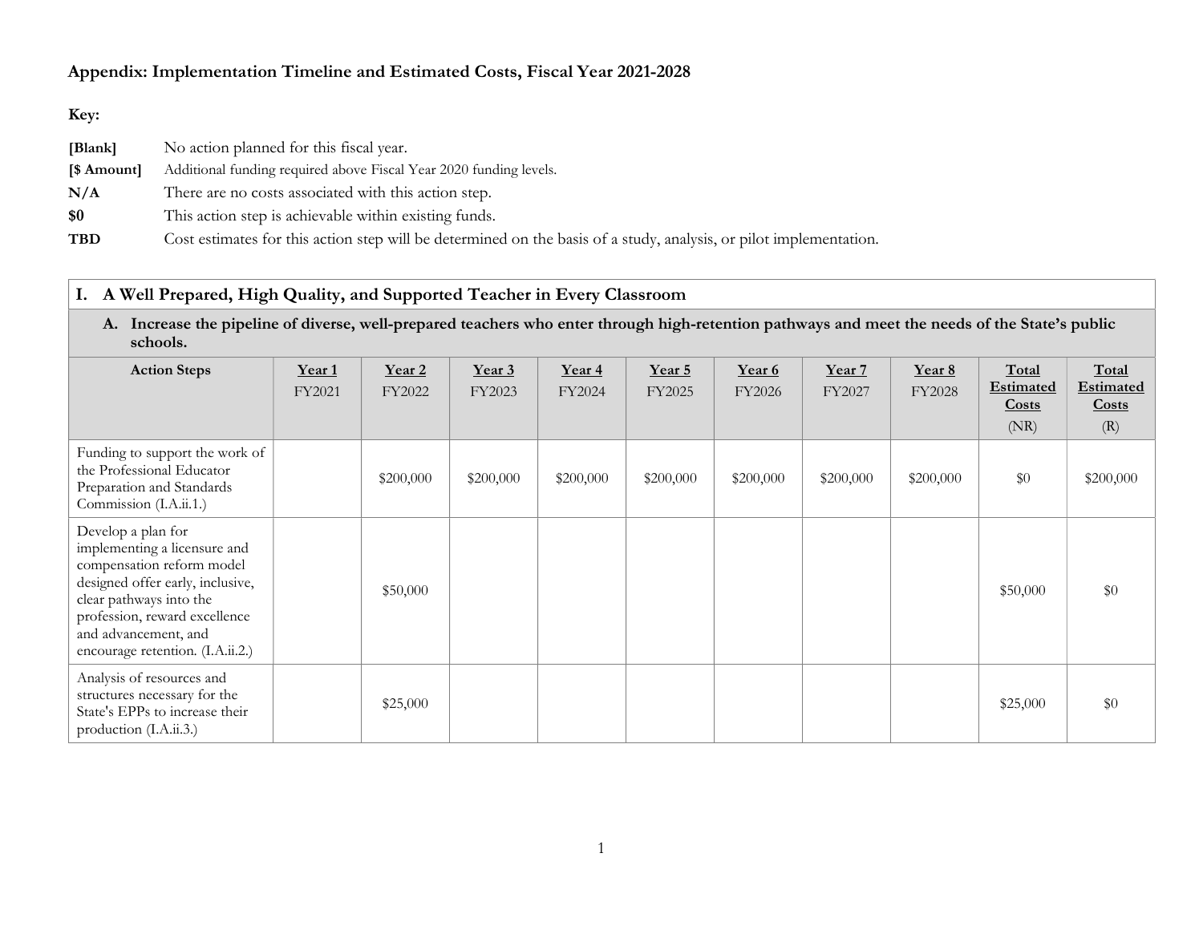# Appendix: Implementation Timeline and Estimated Costs, Fiscal Year 2021-2028

**Key:**

| | |
|---|---|
| **[Blank]** | No action planned for this fiscal year. |
| **[$ Amount]** | Additional funding required above Fiscal Year 2020 funding levels. |
| **N/A** | There are no costs associated with this action step. |
| **$0** | This action step is achievable within existing funds. |
| **TBD** | Cost estimates for this action step will be determined on the basis of a study, analysis, or pilot implementation. |

## I. A Well Prepared, High Quality, and Supported Teacher in Every Classroom

### A. Increase the pipeline of diverse, well-prepared teachers who enter through high-retention pathways and meet the needs of the State's public schools.

| Action Steps | Year 1 FY2021 | Year 2 FY2022 | Year 3 FY2023 | Year 4 FY2024 | Year 5 FY2025 | Year 6 FY2026 | Year 7 FY2027 | Year 8 FY2028 | Total Estimated Costs (NR) | Total Estimated Costs (R) |
|---|---|---|---|---|---|---|---|---|---|---|
| Funding to support the work of the Professional Educator Preparation and Standards Commission (I.A.ii.1.) | | $200,000 | $200,000 | $200,000 | $200,000 | $200,000 | $200,000 | $200,000 | $0 | $200,000 |
| Develop a plan for implementing a licensure and compensation reform model designed offer early, inclusive, clear pathways into the profession, reward excellence and advancement, and encourage retention. (I.A.ii.2.) | | $50,000 | | | | | | | $50,000 | $0 |
| Analysis of resources and structures necessary for the State's EPPs to increase their production (I.A.ii.3.) | | $25,000 | | | | | | | $25,000 | $0 |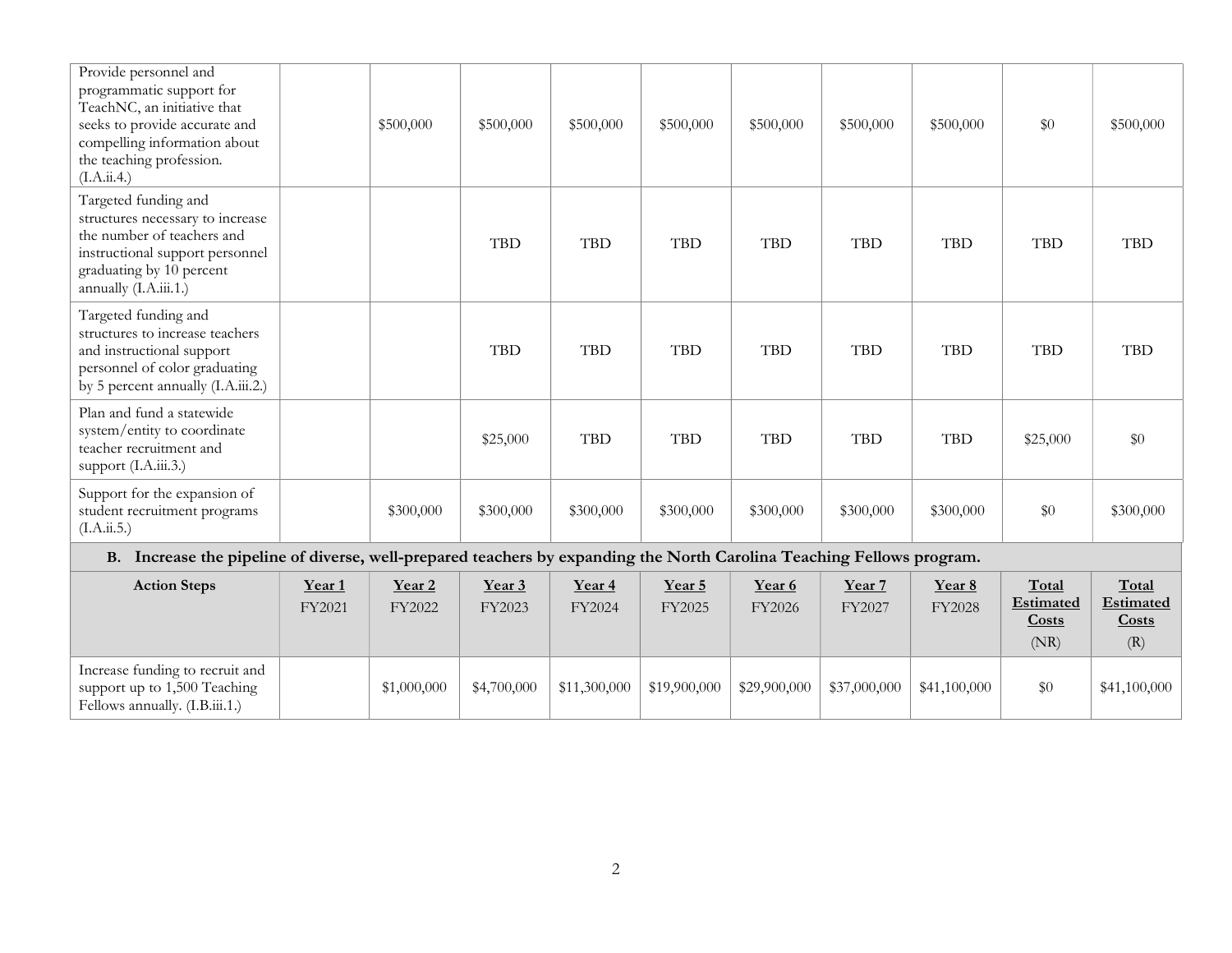| Action Steps | Year 1 FY2021 | Year 2 FY2022 | Year 3 FY2023 | Year 4 FY2024 | Year 5 FY2025 | Year 6 FY2026 | Year 7 FY2027 | Year 8 FY2028 | Total Estimated Costs (NR) | Total Estimated Costs (R) |
|---|---|---|---|---|---|---|---|---|---|---|
| Provide personnel and programmatic support for TeachNC, an initiative that seeks to provide accurate and compelling information about the teaching profession. (I.A.ii.4.) | | $500,000 | $500,000 | $500,000 | $500,000 | $500,000 | $500,000 | $500,000 | $0 | $500,000 |
| Targeted funding and structures necessary to increase the number of teachers and instructional support personnel graduating by 10 percent annually (I.A.iii.1.) | | | TBD | TBD | TBD | TBD | TBD | TBD | TBD | TBD |
| Targeted funding and structures to increase teachers and instructional support personnel of color graduating by 5 percent annually (I.A.iii.2.) | | | TBD | TBD | TBD | TBD | TBD | TBD | TBD | TBD |
| Plan and fund a statewide system/entity to coordinate teacher recruitment and support (I.A.iii.3.) | | | $25,000 | TBD | TBD | TBD | TBD | TBD | $25,000 | $0 |
| Support for the expansion of student recruitment programs (I.A.ii.5.) | | $300,000 | $300,000 | $300,000 | $300,000 | $300,000 | $300,000 | $300,000 | $0 | $300,000 |

**B. Increase the pipeline of diverse, well-prepared teachers by expanding the North Carolina Teaching Fellows program.**

| Action Steps | Year 1 FY2021 | Year 2 FY2022 | Year 3 FY2023 | Year 4 FY2024 | Year 5 FY2025 | Year 6 FY2026 | Year 7 FY2027 | Year 8 FY2028 | Total Estimated Costs (NR) | Total Estimated Costs (R) |
|---|---|---|---|---|---|---|---|---|---|---|
| Increase funding to recruit and support up to 1,500 Teaching Fellows annually. (I.B.iii.1.) | | $1,000,000 | $4,700,000 | $11,300,000 | $19,900,000 | $29,900,000 | $37,000,000 | $41,100,000 | $0 | $41,100,000 |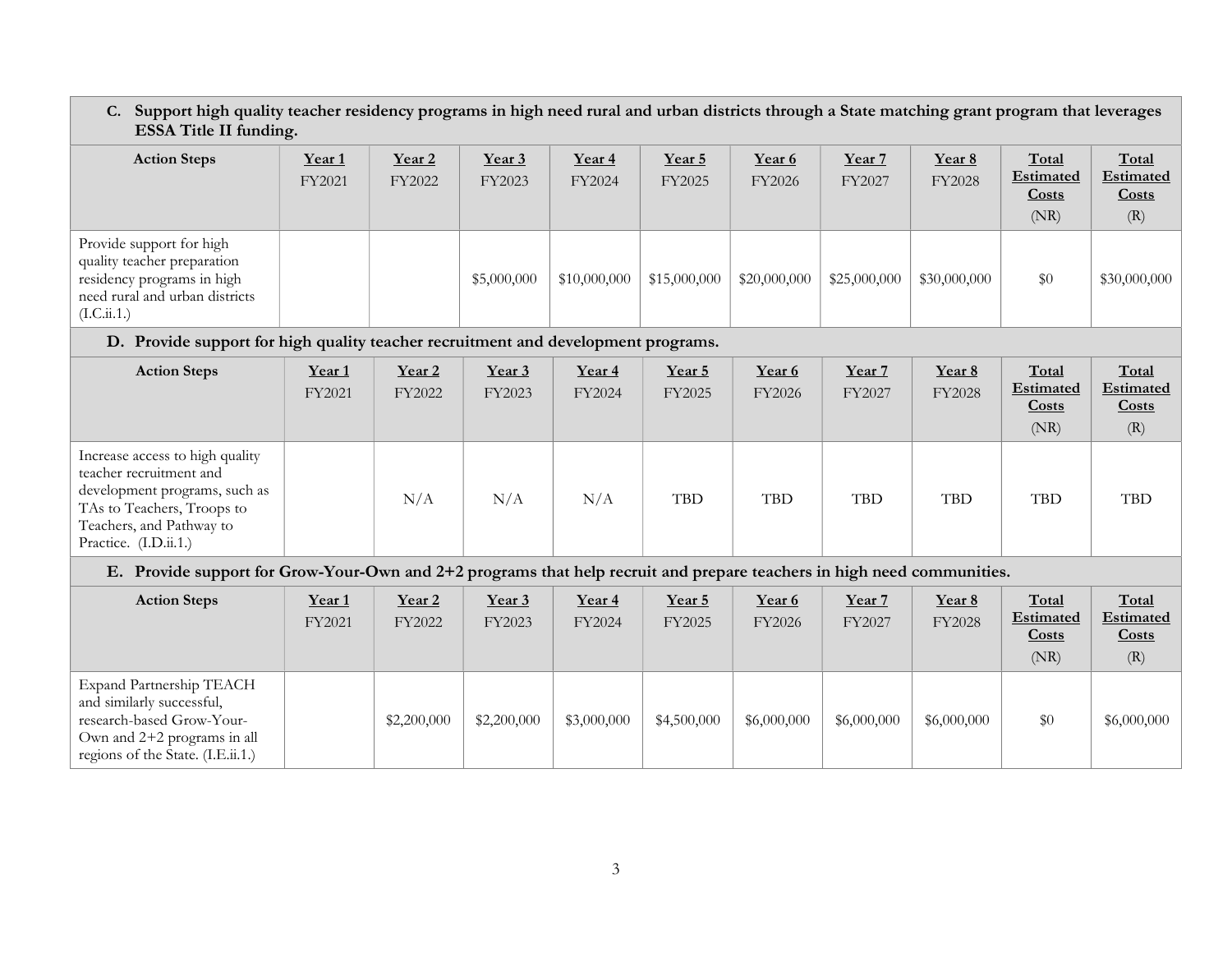**C. Support high quality teacher residency programs in high need rural and urban districts through a State matching grant program that leverages ESSA Title II funding.**

| Action Steps | Year 1 FY2021 | Year 2 FY2022 | Year 3 FY2023 | Year 4 FY2024 | Year 5 FY2025 | Year 6 FY2026 | Year 7 FY2027 | Year 8 FY2028 | Total Estimated Costs (NR) | Total Estimated Costs (R) |
|---|---|---|---|---|---|---|---|---|---|---|
| Provide support for high quality teacher preparation residency programs in high need rural and urban districts (I.C.ii.1.) | | | $5,000,000 | $10,000,000 | $15,000,000 | $20,000,000 | $25,000,000 | $30,000,000 | $0 | $30,000,000 |

**D. Provide support for high quality teacher recruitment and development programs.**

| Action Steps | Year 1 FY2021 | Year 2 FY2022 | Year 3 FY2023 | Year 4 FY2024 | Year 5 FY2025 | Year 6 FY2026 | Year 7 FY2027 | Year 8 FY2028 | Total Estimated Costs (NR) | Total Estimated Costs (R) |
|---|---|---|---|---|---|---|---|---|---|---|
| Increase access to high quality teacher recruitment and development programs, such as TAs to Teachers, Troops to Teachers, and Pathway to Practice. (I.D.ii.1.) | | N/A | N/A | N/A | TBD | TBD | TBD | TBD | TBD | TBD |

**E. Provide support for Grow-Your-Own and 2+2 programs that help recruit and prepare teachers in high need communities.**

| Action Steps | Year 1 FY2021 | Year 2 FY2022 | Year 3 FY2023 | Year 4 FY2024 | Year 5 FY2025 | Year 6 FY2026 | Year 7 FY2027 | Year 8 FY2028 | Total Estimated Costs (NR) | Total Estimated Costs (R) |
|---|---|---|---|---|---|---|---|---|---|---|
| Expand Partnership TEACH and similarly successful, research-based Grow-Your-Own and 2+2 programs in all regions of the State. (I.E.ii.1.) | | $2,200,000 | $2,200,000 | $3,000,000 | $4,500,000 | $6,000,000 | $6,000,000 | $6,000,000 | $0 | $6,000,000 |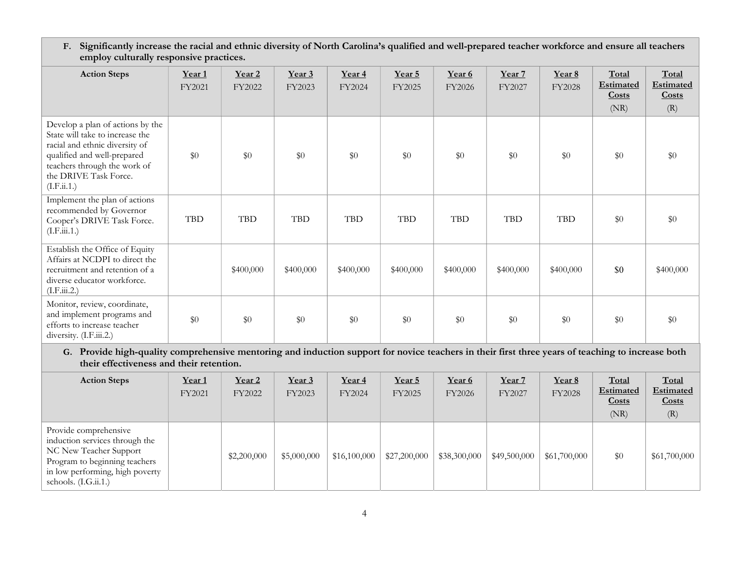| **F. Significantly increase the racial and ethnic diversity of North Carolina's qualified and well-prepared teacher workforce and ensure all teachers employ culturally responsive practices.** | | | | | | | | | | |
|---|---|---|---|---|---|---|---|---|---|---|
| **Action Steps** | **Year 1** FY2021 | **Year 2** FY2022 | **Year 3** FY2023 | **Year 4** FY2024 | **Year 5** FY2025 | **Year 6** FY2026 | **Year 7** FY2027 | **Year 8** FY2028 | **Total Estimated Costs** (NR) | **Total Estimated Costs** (R) |
| Develop a plan of actions by the State will take to increase the racial and ethnic diversity of qualified and well-prepared teachers through the work of the DRIVE Task Force. (I.F.ii.1.) | $0 | $0 | $0 | $0 | $0 | $0 | $0 | $0 | $0 | $0 |
| Implement the plan of actions recommended by Governor Cooper's DRIVE Task Force. (I.F.iii.1.) | TBD | TBD | TBD | TBD | TBD | TBD | TBD | TBD | $0 | $0 |
| Establish the Office of Equity Affairs at NCDPI to direct the recruitment and retention of a diverse educator workforce. (I.F.iii.2.) | | $400,000 | $400,000 | $400,000 | $400,000 | $400,000 | $400,000 | $400,000 | $0 | $400,000 |
| Monitor, review, coordinate, and implement programs and efforts to increase teacher diversity. (I.F.iii.2.) | $0 | $0 | $0 | $0 | $0 | $0 | $0 | $0 | $0 | $0 |

| **G. Provide high-quality comprehensive mentoring and induction support for novice teachers in their first three years of teaching to increase both their effectiveness and their retention.** | | | | | | | | | | |
|---|---|---|---|---|---|---|---|---|---|---|
| **Action Steps** | **Year 1** FY2021 | **Year 2** FY2022 | **Year 3** FY2023 | **Year 4** FY2024 | **Year 5** FY2025 | **Year 6** FY2026 | **Year 7** FY2027 | **Year 8** FY2028 | **Total Estimated Costs** (NR) | **Total Estimated Costs** (R) |
| Provide comprehensive induction services through the NC New Teacher Support Program to beginning teachers in low performing, high poverty schools. (I.G.ii.1.) | | $2,200,000 | $5,000,000 | $16,100,000 | $27,200,000 | $38,300,000 | $49,500,000 | $61,700,000 | $0 | $61,700,000 |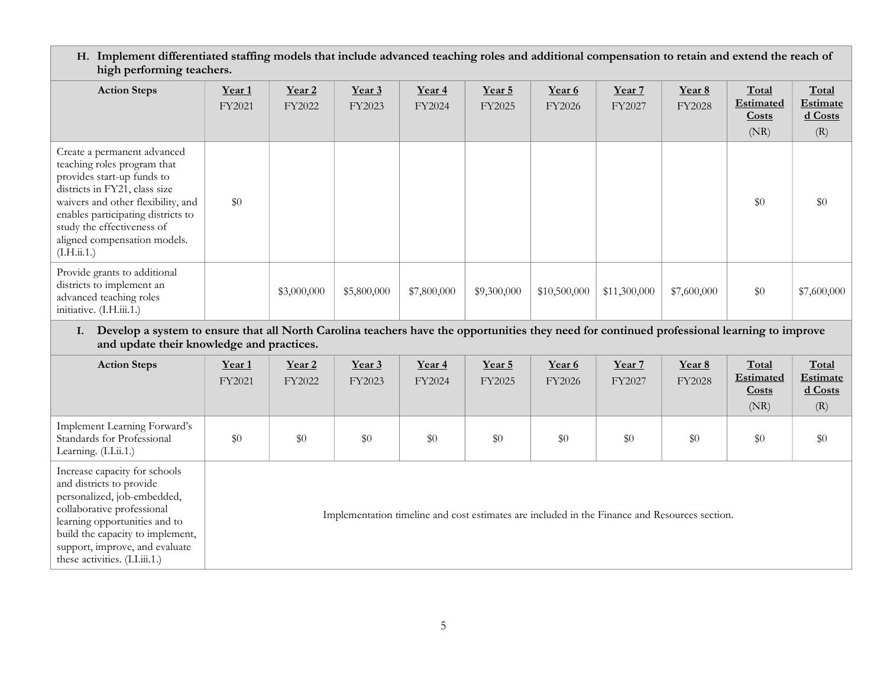| **H. Implement differentiated staffing models that include advanced teaching roles and additional compensation to retain and extend the reach of high performing teachers.** | | | | | | | | | | |
|---|---|---|---|---|---|---|---|---|---|---|
| **Action Steps** | **Year 1** FY2021 | **Year 2** FY2022 | **Year 3** FY2023 | **Year 4** FY2024 | **Year 5** FY2025 | **Year 6** FY2026 | **Year 7** FY2027 | **Year 8** FY2028 | **Total Estimated Costs** (NR) | **Total Estimated Costs** (R) |
| Create a permanent advanced teaching roles program that provides start-up funds to districts in FY21, class size waivers and other flexibility, and enables participating districts to study the effectiveness of aligned compensation models. (I.H.ii.1.) | $0 | | | | | | | | $0 | $0 |
| Provide grants to additional districts to implement an advanced teaching roles initiative. (I.H.iii.1.) | | $3,000,000 | $5,800,000 | $7,800,000 | $9,300,000 | $10,500,000 | $11,300,000 | $7,600,000 | $0 | $7,600,000 |

| **I. Develop a system to ensure that all North Carolina teachers have the opportunities they need for continued professional learning to improve and update their knowledge and practices.** | | | | | | | | | | |
|---|---|---|---|---|---|---|---|---|---|---|
| **Action Steps** | **Year 1** FY2021 | **Year 2** FY2022 | **Year 3** FY2023 | **Year 4** FY2024 | **Year 5** FY2025 | **Year 6** FY2026 | **Year 7** FY2027 | **Year 8** FY2028 | **Total Estimated Costs** (NR) | **Total Estimated Costs** (R) |
| Implement Learning Forward's Standards for Professional Learning. (I.I.ii.1.) | $0 | $0 | $0 | $0 | $0 | $0 | $0 | $0 | $0 | $0 |
| Increase capacity for schools and districts to provide personalized, job-embedded, collaborative professional learning opportunities and to build the capacity to implement, support, improve, and evaluate these activities. (I.I.iii.1.) | Implementation timeline and cost estimates are included in the Finance and Resources section. | | | | | | | | | |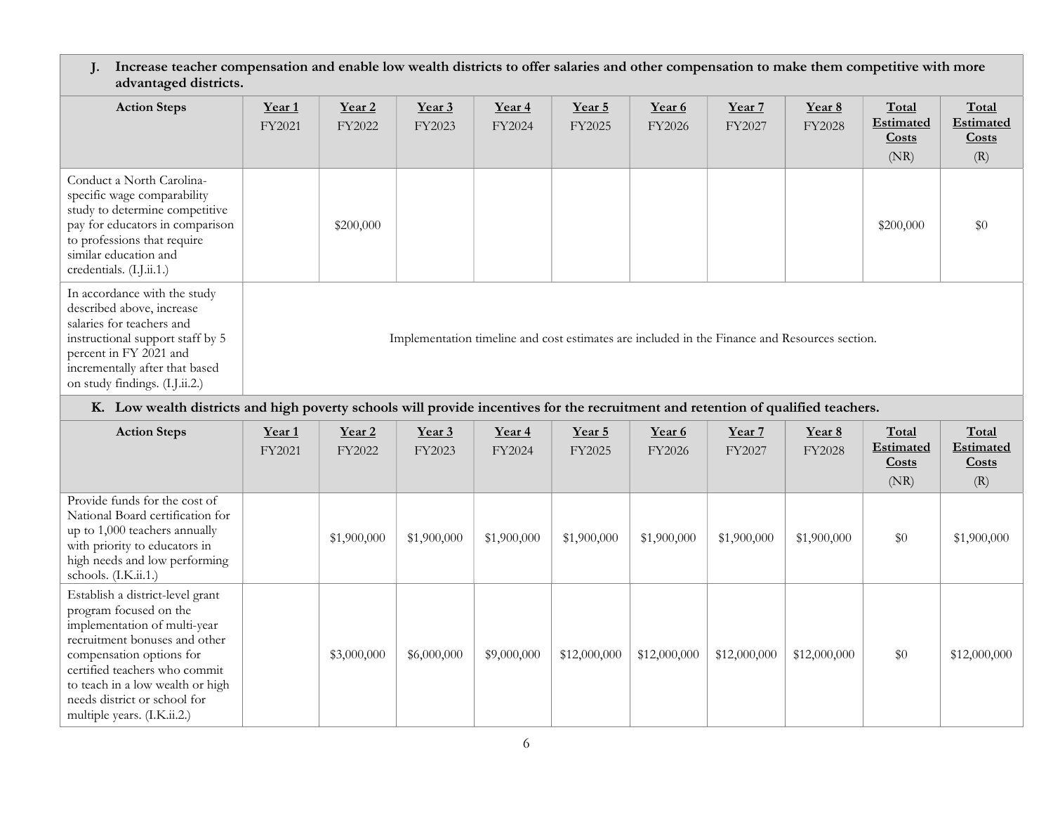| **J. Increase teacher compensation and enable low wealth districts to offer salaries and other compensation to make them competitive with more advantaged districts.** | | | | | | | | | | |
|---|---|---|---|---|---|---|---|---|---|---|
| **Action Steps** | **Year 1** FY2021 | **Year 2** FY2022 | **Year 3** FY2023 | **Year 4** FY2024 | **Year 5** FY2025 | **Year 6** FY2026 | **Year 7** FY2027 | **Year 8** FY2028 | **Total Estimated Costs** (NR) | **Total Estimated Costs** (R) |
| Conduct a North Carolina-specific wage comparability study to determine competitive pay for educators in comparison to professions that require similar education and credentials. (I.J.ii.1.) | | $200,000 | | | | | | | $200,000 | $0 |
| In accordance with the study described above, increase salaries for teachers and instructional support staff by 5 percent in FY 2021 and incrementally after that based on study findings. (I.J.ii.2.) | Implementation timeline and cost estimates are included in the Finance and Resources section. | | | | | | | | | |

| **K. Low wealth districts and high poverty schools will provide incentives for the recruitment and retention of qualified teachers.** | | | | | | | | | | |
|---|---|---|---|---|---|---|---|---|---|---|
| **Action Steps** | **Year 1** FY2021 | **Year 2** FY2022 | **Year 3** FY2023 | **Year 4** FY2024 | **Year 5** FY2025 | **Year 6** FY2026 | **Year 7** FY2027 | **Year 8** FY2028 | **Total Estimated Costs** (NR) | **Total Estimated Costs** (R) |
| Provide funds for the cost of National Board certification for up to 1,000 teachers annually with priority to educators in high needs and low performing schools. (I.K.ii.1.) | | $1,900,000 | $1,900,000 | $1,900,000 | $1,900,000 | $1,900,000 | $1,900,000 | $1,900,000 | $0 | $1,900,000 |
| Establish a district-level grant program focused on the implementation of multi-year recruitment bonuses and other compensation options for certified teachers who commit to teach in a low wealth or high needs district or school for multiple years. (I.K.ii.2.) | | $3,000,000 | $6,000,000 | $9,000,000 | $12,000,000 | $12,000,000 | $12,000,000 | $12,000,000 | $0 | $12,000,000 |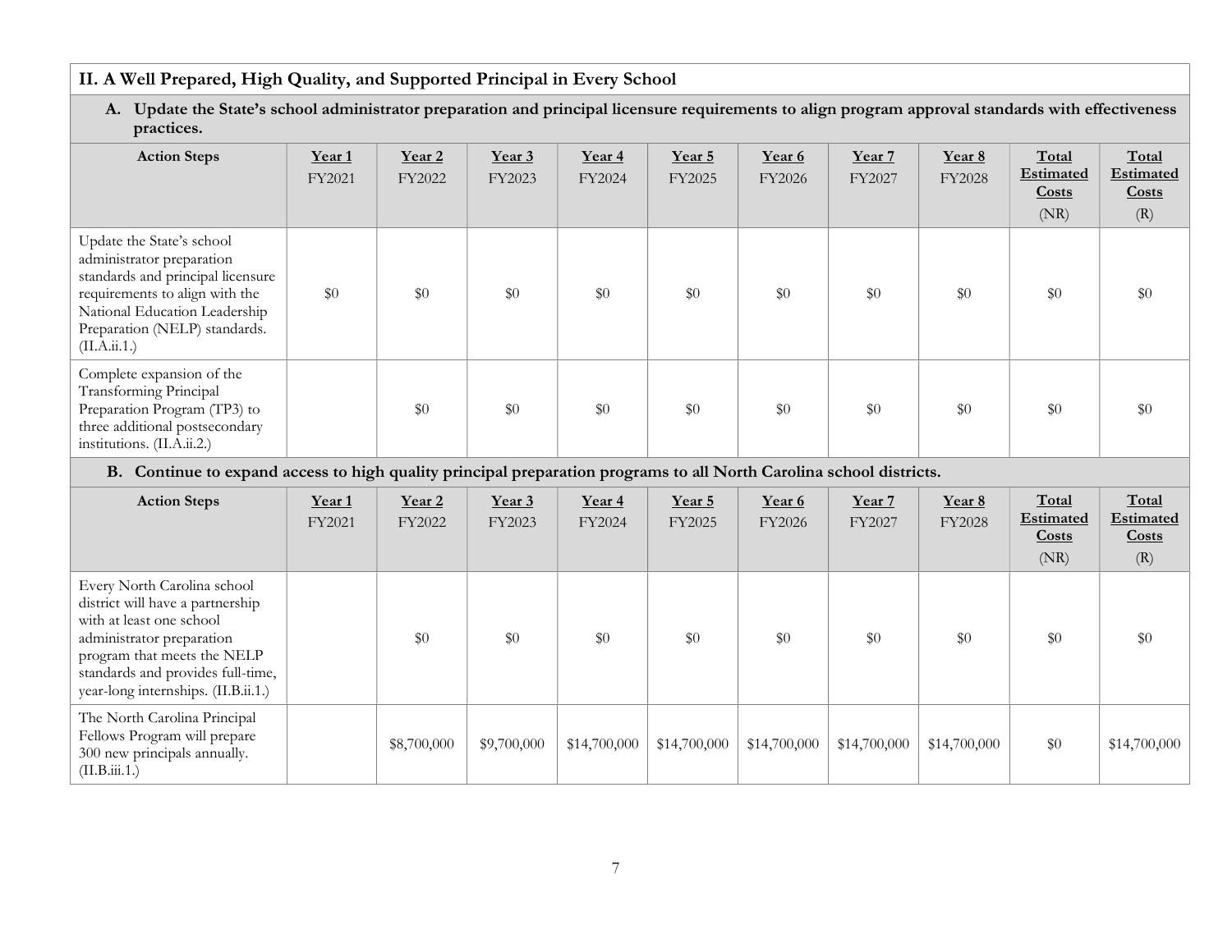## II. A Well Prepared, High Quality, and Supported Principal in Every School

### A. Update the State's school administrator preparation and principal licensure requirements to align program approval standards with effectiveness practices.

| Action Steps | Year 1 FY2021 | Year 2 FY2022 | Year 3 FY2023 | Year 4 FY2024 | Year 5 FY2025 | Year 6 FY2026 | Year 7 FY2027 | Year 8 FY2028 | Total Estimated Costs (NR) | Total Estimated Costs (R) |
|---|---|---|---|---|---|---|---|---|---|---|
| Update the State's school administrator preparation standards and principal licensure requirements to align with the National Education Leadership Preparation (NELP) standards. (II.A.ii.1.) | $0 | $0 | $0 | $0 | $0 | $0 | $0 | $0 | $0 | $0 |
| Complete expansion of the Transforming Principal Preparation Program (TP3) to three additional postsecondary institutions. (II.A.ii.2.) | | $0 | $0 | $0 | $0 | $0 | $0 | $0 | $0 | $0 |

### B. Continue to expand access to high quality principal preparation programs to all North Carolina school districts.

| Action Steps | Year 1 FY2021 | Year 2 FY2022 | Year 3 FY2023 | Year 4 FY2024 | Year 5 FY2025 | Year 6 FY2026 | Year 7 FY2027 | Year 8 FY2028 | Total Estimated Costs (NR) | Total Estimated Costs (R) |
|---|---|---|---|---|---|---|---|---|---|---|
| Every North Carolina school district will have a partnership with at least one school administrator preparation program that meets the NELP standards and provides full-time, year-long internships. (II.B.ii.1.) | | $0 | $0 | $0 | $0 | $0 | $0 | $0 | $0 | $0 |
| The North Carolina Principal Fellows Program will prepare 300 new principals annually. (II.B.iii.1.) | | $8,700,000 | $9,700,000 | $14,700,000 | $14,700,000 | $14,700,000 | $14,700,000 | $14,700,000 | $0 | $14,700,000 |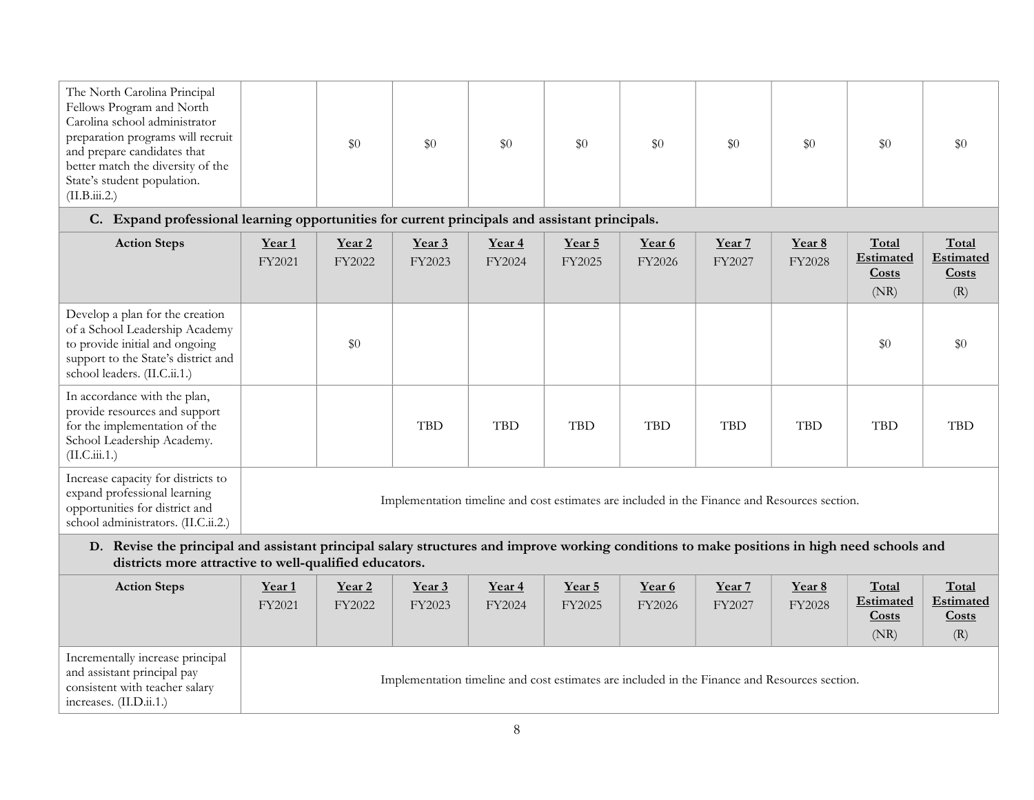| Action Steps | Year 1 FY2021 | Year 2 FY2022 | Year 3 FY2023 | Year 4 FY2024 | Year 5 FY2025 | Year 6 FY2026 | Year 7 FY2027 | Year 8 FY2028 | Total Estimated Costs (NR) | Total Estimated Costs (R) |
|---|---|---|---|---|---|---|---|---|---|---|
| The North Carolina Principal Fellows Program and North Carolina school administrator preparation programs will recruit and prepare candidates that better match the diversity of the State's student population. (II.B.iii.2.) | | $0 | $0 | $0 | $0 | $0 | $0 | $0 | $0 | $0 |

**C. Expand professional learning opportunities for current principals and assistant principals.**

| Action Steps | **Year 1** FY2021 | **Year 2** FY2022 | **Year 3** FY2023 | **Year 4** FY2024 | **Year 5** FY2025 | **Year 6** FY2026 | **Year 7** FY2027 | **Year 8** FY2028 | **Total Estimated Costs** (NR) | **Total Estimated Costs** (R) |
|---|---|---|---|---|---|---|---|---|---|---|
| Develop a plan for the creation of a School Leadership Academy to provide initial and ongoing support to the State's district and school leaders. (II.C.ii.1.) | | $0 | | | | | | | $0 | $0 |
| In accordance with the plan, provide resources and support for the implementation of the School Leadership Academy. (II.C.iii.1.) | | | TBD | TBD | TBD | TBD | TBD | TBD | TBD | TBD |
| Increase capacity for districts to expand professional learning opportunities for district and school administrators. (II.C.ii.2.) | Implementation timeline and cost estimates are included in the Finance and Resources section. | | | | | | | | | |

**D. Revise the principal and assistant principal salary structures and improve working conditions to make positions in high need schools and districts more attractive to well-qualified educators.**

| Action Steps | **Year 1** FY2021 | **Year 2** FY2022 | **Year 3** FY2023 | **Year 4** FY2024 | **Year 5** FY2025 | **Year 6** FY2026 | **Year 7** FY2027 | **Year 8** FY2028 | **Total Estimated Costs** (NR) | **Total Estimated Costs** (R) |
|---|---|---|---|---|---|---|---|---|---|---|
| Incrementally increase principal and assistant principal pay consistent with teacher salary increases. (II.D.ii.1.) | Implementation timeline and cost estimates are included in the Finance and Resources section. | | | | | | | | | |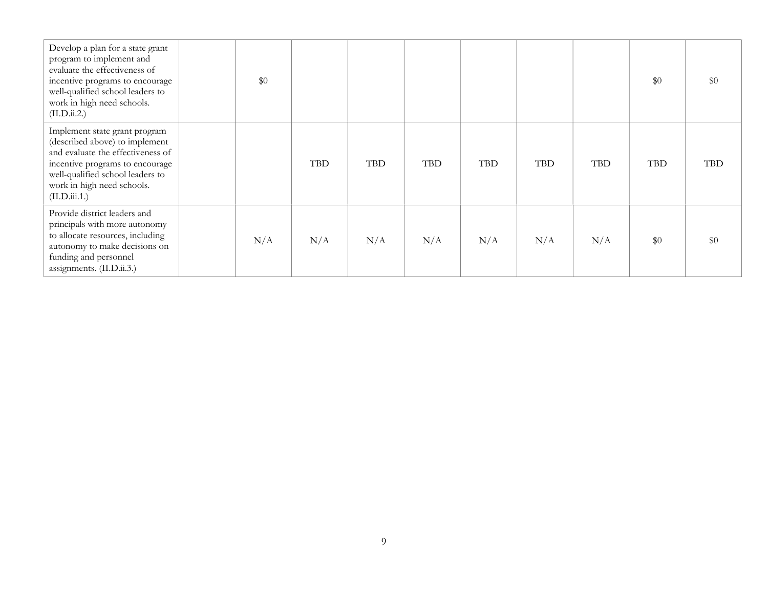| | | | | | | | | | | |
|---|---|---|---|---|---|---|---|---|---|---|
| Develop a plan for a state grant program to implement and evaluate the effectiveness of incentive programs to encourage well-qualified school leaders to work in high need schools. (II.D.ii.2.) | | $0 | | | | | | | $0 | $0 |
| Implement state grant program (described above) to implement and evaluate the effectiveness of incentive programs to encourage well-qualified school leaders to work in high need schools. (II.D.iii.1.) | | | TBD | TBD | TBD | TBD | TBD | TBD | TBD | TBD |
| Provide district leaders and principals with more autonomy to allocate resources, including autonomy to make decisions on funding and personnel assignments. (II.D.ii.3.) | | N/A | N/A | N/A | N/A | N/A | N/A | N/A | $0 | $0 |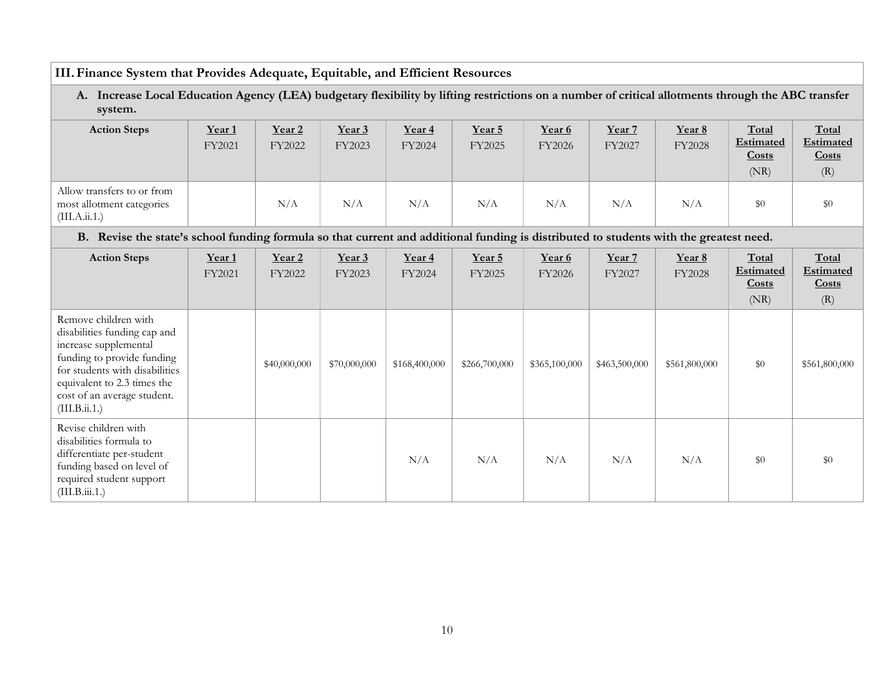## III. Finance System that Provides Adequate, Equitable, and Efficient Resources

### A. Increase Local Education Agency (LEA) budgetary flexibility by lifting restrictions on a number of critical allotments through the ABC transfer system.

| Action Steps | Year 1 FY2021 | Year 2 FY2022 | Year 3 FY2023 | Year 4 FY2024 | Year 5 FY2025 | Year 6 FY2026 | Year 7 FY2027 | Year 8 FY2028 | Total Estimated Costs (NR) | Total Estimated Costs (R) |
|---|---|---|---|---|---|---|---|---|---|---|
| Allow transfers to or from most allotment categories (III.A.ii.1.) | | N/A | N/A | N/A | N/A | N/A | N/A | N/A | $0 | $0 |

### B. Revise the state's school funding formula so that current and additional funding is distributed to students with the greatest need.

| Action Steps | Year 1 FY2021 | Year 2 FY2022 | Year 3 FY2023 | Year 4 FY2024 | Year 5 FY2025 | Year 6 FY2026 | Year 7 FY2027 | Year 8 FY2028 | Total Estimated Costs (NR) | Total Estimated Costs (R) |
|---|---|---|---|---|---|---|---|---|---|---|
| Remove children with disabilities funding cap and increase supplemental funding to provide funding for students with disabilities equivalent to 2.3 times the cost of an average student. (III.B.ii.1.) | | $40,000,000 | $70,000,000 | $168,400,000 | $266,700,000 | $365,100,000 | $463,500,000 | $561,800,000 | $0 | $561,800,000 |
| Revise children with disabilities formula to differentiate per-student funding based on level of required student support (III.B.iii.1.) | | | | N/A | N/A | N/A | N/A | N/A | $0 | $0 |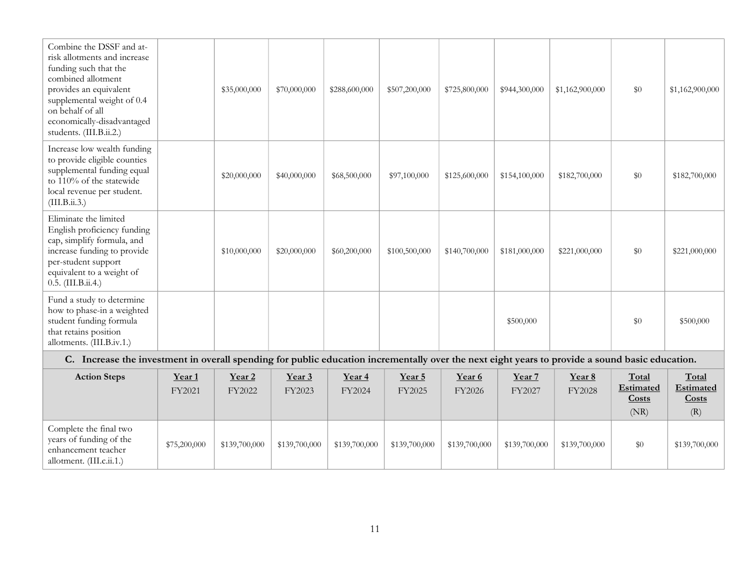| Action Steps | Year 1 FY2021 | Year 2 FY2022 | Year 3 FY2023 | Year 4 FY2024 | Year 5 FY2025 | Year 6 FY2026 | Year 7 FY2027 | Year 8 FY2028 | Total Estimated Costs (NR) | Total Estimated Costs (R) |
|---|---|---|---|---|---|---|---|---|---|---|
| Combine the DSSF and at-risk allotments and increase funding such that the combined allotment provides an equivalent supplemental weight of 0.4 on behalf of all economically-disadvantaged students. (III.B.ii.2.) | | $35,000,000 | $70,000,000 | $288,600,000 | $507,200,000 | $725,800,000 | $944,300,000 | $1,162,900,000 | $0 | $1,162,900,000 |
| Increase low wealth funding to provide eligible counties supplemental funding equal to 110% of the statewide local revenue per student. (III.B.ii.3.) | | $20,000,000 | $40,000,000 | $68,500,000 | $97,100,000 | $125,600,000 | $154,100,000 | $182,700,000 | $0 | $182,700,000 |
| Eliminate the limited English proficiency funding cap, simplify formula, and increase funding to provide per-student support equivalent to a weight of 0.5. (III.B.ii.4.) | | $10,000,000 | $20,000,000 | $60,200,000 | $100,500,000 | $140,700,000 | $181,000,000 | $221,000,000 | $0 | $221,000,000 |
| Fund a study to determine how to phase-in a weighted student funding formula that retains position allotments. (III.B.iv.1.) | | | | | | | $500,000 | | $0 | $500,000 |

**C. Increase the investment in overall spending for public education incrementally over the next eight years to provide a sound basic education.**

| Action Steps | Year 1 FY2021 | Year 2 FY2022 | Year 3 FY2023 | Year 4 FY2024 | Year 5 FY2025 | Year 6 FY2026 | Year 7 FY2027 | Year 8 FY2028 | Total Estimated Costs (NR) | Total Estimated Costs (R) |
|---|---|---|---|---|---|---|---|---|---|---|
| Complete the final two years of funding of the enhancement teacher allotment. (III.c.ii.1.) | $75,200,000 | $139,700,000 | $139,700,000 | $139,700,000 | $139,700,000 | $139,700,000 | $139,700,000 | $139,700,000 | $0 | $139,700,000 |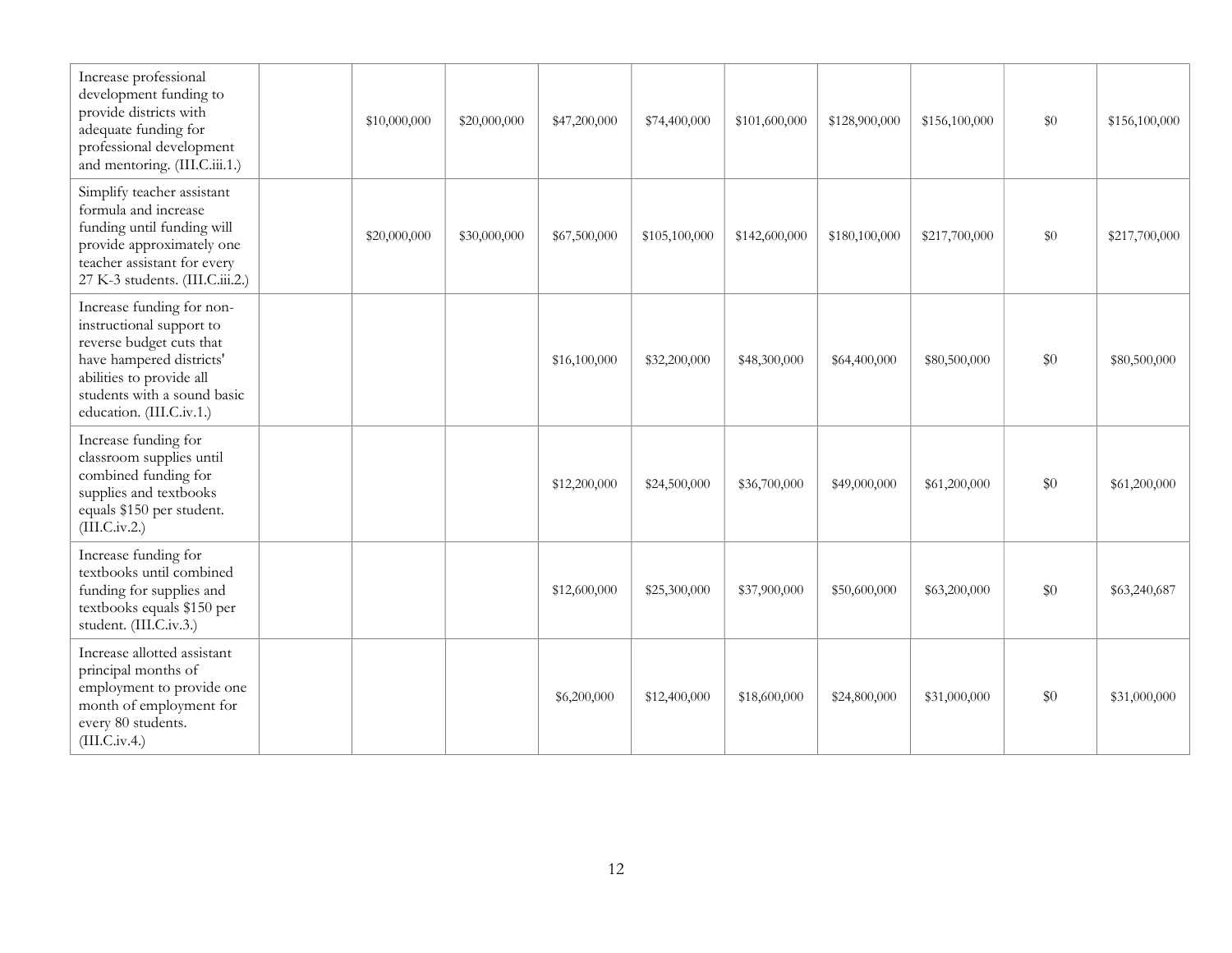| | | | | | | | | | | |
|---|---|---|---|---|---|---|---|---|---|---|
| Increase professional development funding to provide districts with adequate funding for professional development and mentoring. (III.C.iii.1.) | | $10,000,000 | $20,000,000 | $47,200,000 | $74,400,000 | $101,600,000 | $128,900,000 | $156,100,000 | $0 | $156,100,000 |
| Simplify teacher assistant formula and increase funding until funding will provide approximately one teacher assistant for every 27 K-3 students. (III.C.iii.2.) | | $20,000,000 | $30,000,000 | $67,500,000 | $105,100,000 | $142,600,000 | $180,100,000 | $217,700,000 | $0 | $217,700,000 |
| Increase funding for non-instructional support to reverse budget cuts that have hampered districts' abilities to provide all students with a sound basic education. (III.C.iv.1.) | | | | $16,100,000 | $32,200,000 | $48,300,000 | $64,400,000 | $80,500,000 | $0 | $80,500,000 |
| Increase funding for classroom supplies until combined funding for supplies and textbooks equals $150 per student. (III.C.iv.2.) | | | | $12,200,000 | $24,500,000 | $36,700,000 | $49,000,000 | $61,200,000 | $0 | $61,200,000 |
| Increase funding for textbooks until combined funding for supplies and textbooks equals $150 per student. (III.C.iv.3.) | | | | $12,600,000 | $25,300,000 | $37,900,000 | $50,600,000 | $63,200,000 | $0 | $63,240,687 |
| Increase allotted assistant principal months of employment to provide one month of employment for every 80 students. (III.C.iv.4.) | | | | $6,200,000 | $12,400,000 | $18,600,000 | $24,800,000 | $31,000,000 | $0 | $31,000,000 |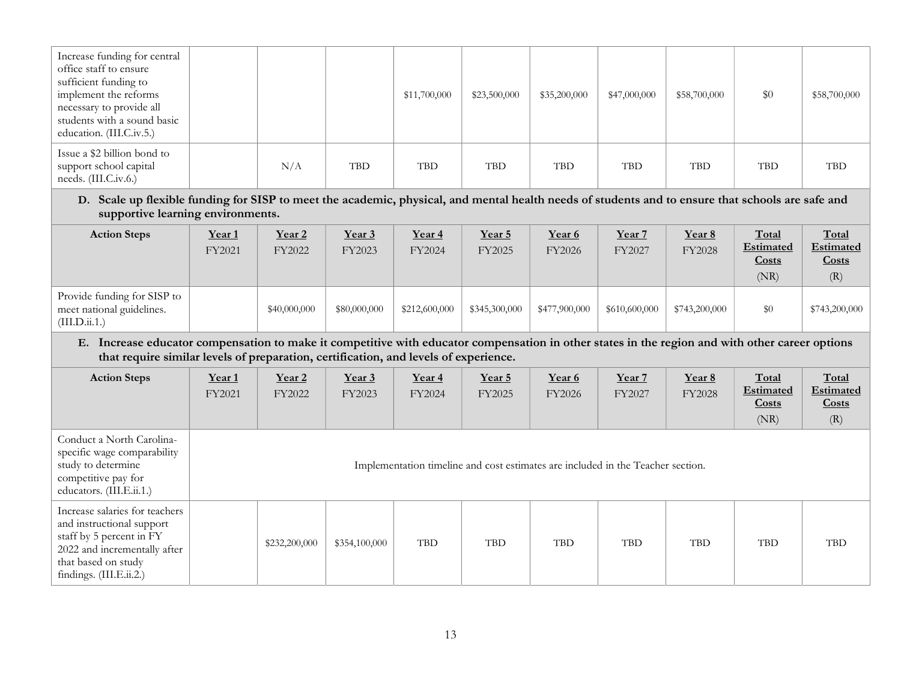| | | | | | | | | | | |
|---|---|---|---|---|---|---|---|---|---|---|
| Increase funding for central office staff to ensure sufficient funding to implement the reforms necessary to provide all students with a sound basic education. (III.C.iv.5.) | | | | $11,700,000 | $23,500,000 | $35,200,000 | $47,000,000 | $58,700,000 | $0 | $58,700,000 |
| Issue a $2 billion bond to support school capital needs. (III.C.iv.6.) | | N/A | TBD | TBD | TBD | TBD | TBD | TBD | TBD | TBD |

**D. Scale up flexible funding for SISP to meet the academic, physical, and mental health needs of students and to ensure that schools are safe and supportive learning environments.**

| Action Steps | Year 1 FY2021 | Year 2 FY2022 | Year 3 FY2023 | Year 4 FY2024 | Year 5 FY2025 | Year 6 FY2026 | Year 7 FY2027 | Year 8 FY2028 | Total Estimated Costs (NR) | Total Estimated Costs (R) |
|---|---|---|---|---|---|---|---|---|---|---|
| Provide funding for SISP to meet national guidelines. (III.D.ii.1.) | | $40,000,000 | $80,000,000 | $212,600,000 | $345,300,000 | $477,900,000 | $610,600,000 | $743,200,000 | $0 | $743,200,000 |

**E. Increase educator compensation to make it competitive with educator compensation in other states in the region and with other career options that require similar levels of preparation, certification, and levels of experience.**

| Action Steps | Year 1 FY2021 | Year 2 FY2022 | Year 3 FY2023 | Year 4 FY2024 | Year 5 FY2025 | Year 6 FY2026 | Year 7 FY2027 | Year 8 FY2028 | Total Estimated Costs (NR) | Total Estimated Costs (R) |
|---|---|---|---|---|---|---|---|---|---|---|
| Conduct a North Carolina-specific wage comparability study to determine competitive pay for educators. (III.E.ii.1.) | Implementation timeline and cost estimates are included in the Teacher section. | | | | | | | | | |
| Increase salaries for teachers and instructional support staff by 5 percent in FY 2022 and incrementally after that based on study findings. (III.E.ii.2.) | | $232,200,000 | $354,100,000 | TBD | TBD | TBD | TBD | TBD | TBD | TBD |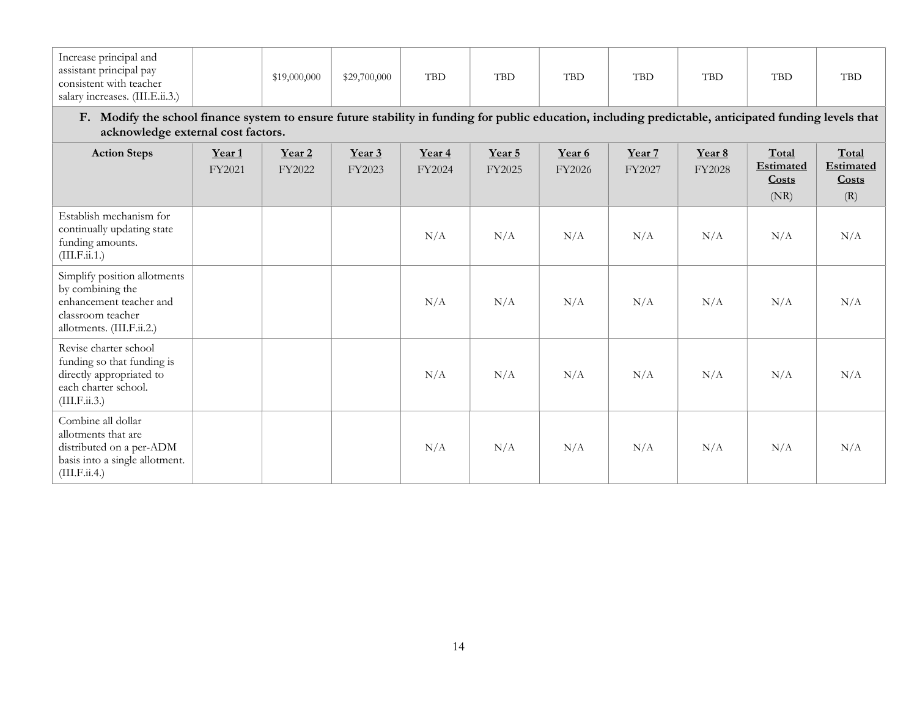| Increase principal and assistant principal pay consistent with teacher salary increases. (III.E.ii.3.) | | $19,000,000 | $29,700,000 | TBD | TBD | TBD | TBD | TBD | TBD | TBD |
|---|---|---|---|---|---|---|---|---|---|---|

**F. Modify the school finance system to ensure future stability in funding for public education, including predictable, anticipated funding levels that acknowledge external cost factors.**

| Action Steps | Year 1 FY2021 | Year 2 FY2022 | Year 3 FY2023 | Year 4 FY2024 | Year 5 FY2025 | Year 6 FY2026 | Year 7 FY2027 | Year 8 FY2028 | Total Estimated Costs (NR) | Total Estimated Costs (R) |
|---|---|---|---|---|---|---|---|---|---|---|
| Establish mechanism for continually updating state funding amounts. (III.F.ii.1.) | | | | N/A | N/A | N/A | N/A | N/A | N/A | N/A |
| Simplify position allotments by combining the enhancement teacher and classroom teacher allotments. (III.F.ii.2.) | | | | N/A | N/A | N/A | N/A | N/A | N/A | N/A |
| Revise charter school funding so that funding is directly appropriated to each charter school. (III.F.ii.3.) | | | | N/A | N/A | N/A | N/A | N/A | N/A | N/A |
| Combine all dollar allotments that are distributed on a per-ADM basis into a single allotment. (III.F.ii.4.) | | | | N/A | N/A | N/A | N/A | N/A | N/A | N/A |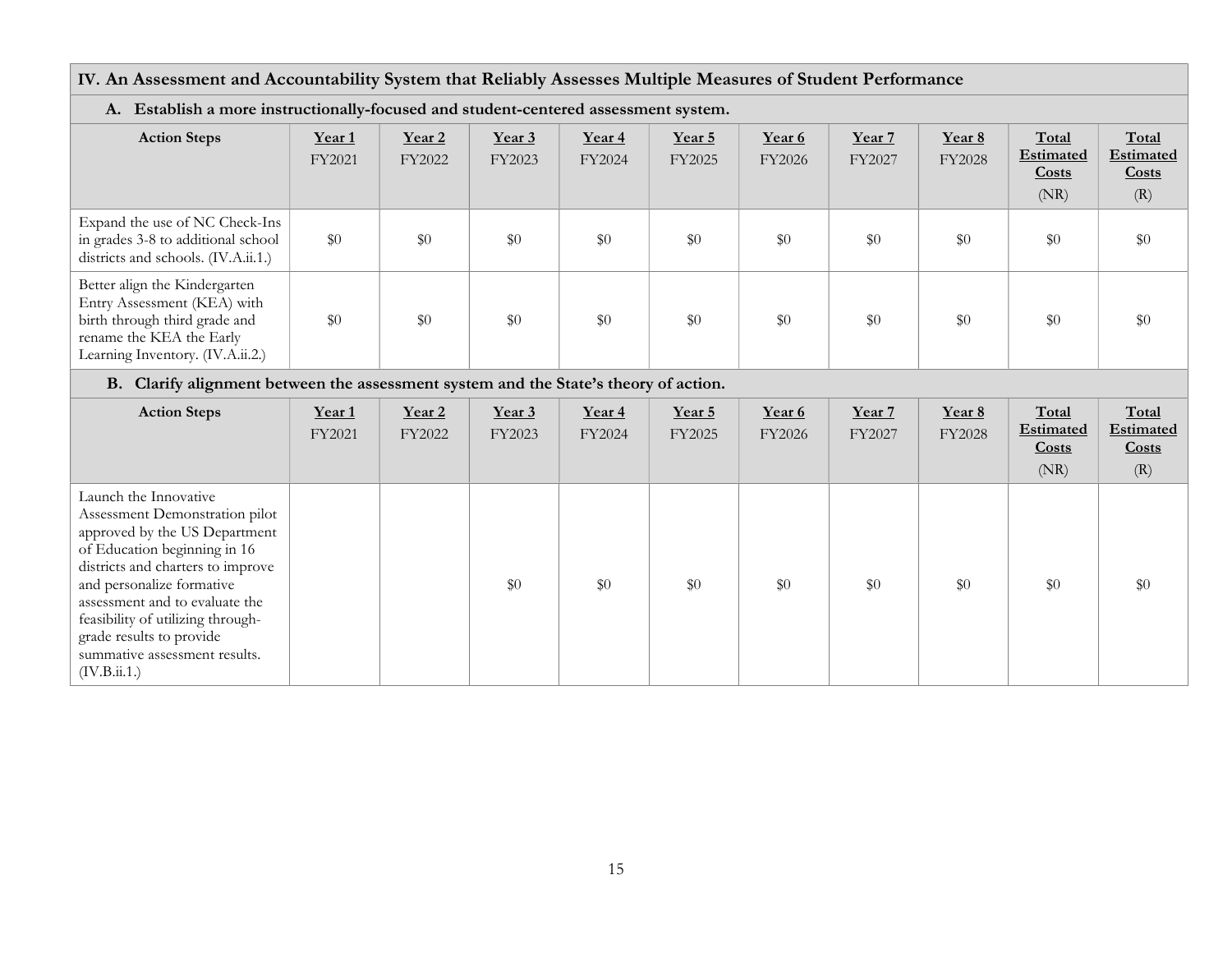## IV. An Assessment and Accountability System that Reliably Assesses Multiple Measures of Student Performance

### A. Establish a more instructionally-focused and student-centered assessment system.

| Action Steps | Year 1 FY2021 | Year 2 FY2022 | Year 3 FY2023 | Year 4 FY2024 | Year 5 FY2025 | Year 6 FY2026 | Year 7 FY2027 | Year 8 FY2028 | Total Estimated Costs (NR) | Total Estimated Costs (R) |
|---|---|---|---|---|---|---|---|---|---|---|
| Expand the use of NC Check-Ins in grades 3-8 to additional school districts and schools. (IV.A.ii.1.) | $0 | $0 | $0 | $0 | $0 | $0 | $0 | $0 | $0 | $0 |
| Better align the Kindergarten Entry Assessment (KEA) with birth through third grade and rename the KEA the Early Learning Inventory. (IV.A.ii.2.) | $0 | $0 | $0 | $0 | $0 | $0 | $0 | $0 | $0 | $0 |

### B. Clarify alignment between the assessment system and the State's theory of action.

| Action Steps | Year 1 FY2021 | Year 2 FY2022 | Year 3 FY2023 | Year 4 FY2024 | Year 5 FY2025 | Year 6 FY2026 | Year 7 FY2027 | Year 8 FY2028 | Total Estimated Costs (NR) | Total Estimated Costs (R) |
|---|---|---|---|---|---|---|---|---|---|---|
| Launch the Innovative Assessment Demonstration pilot approved by the US Department of Education beginning in 16 districts and charters to improve and personalize formative assessment and to evaluate the feasibility of utilizing through-grade results to provide summative assessment results. (IV.B.ii.1.) | | | $0 | $0 | $0 | $0 | $0 | $0 | $0 | $0 |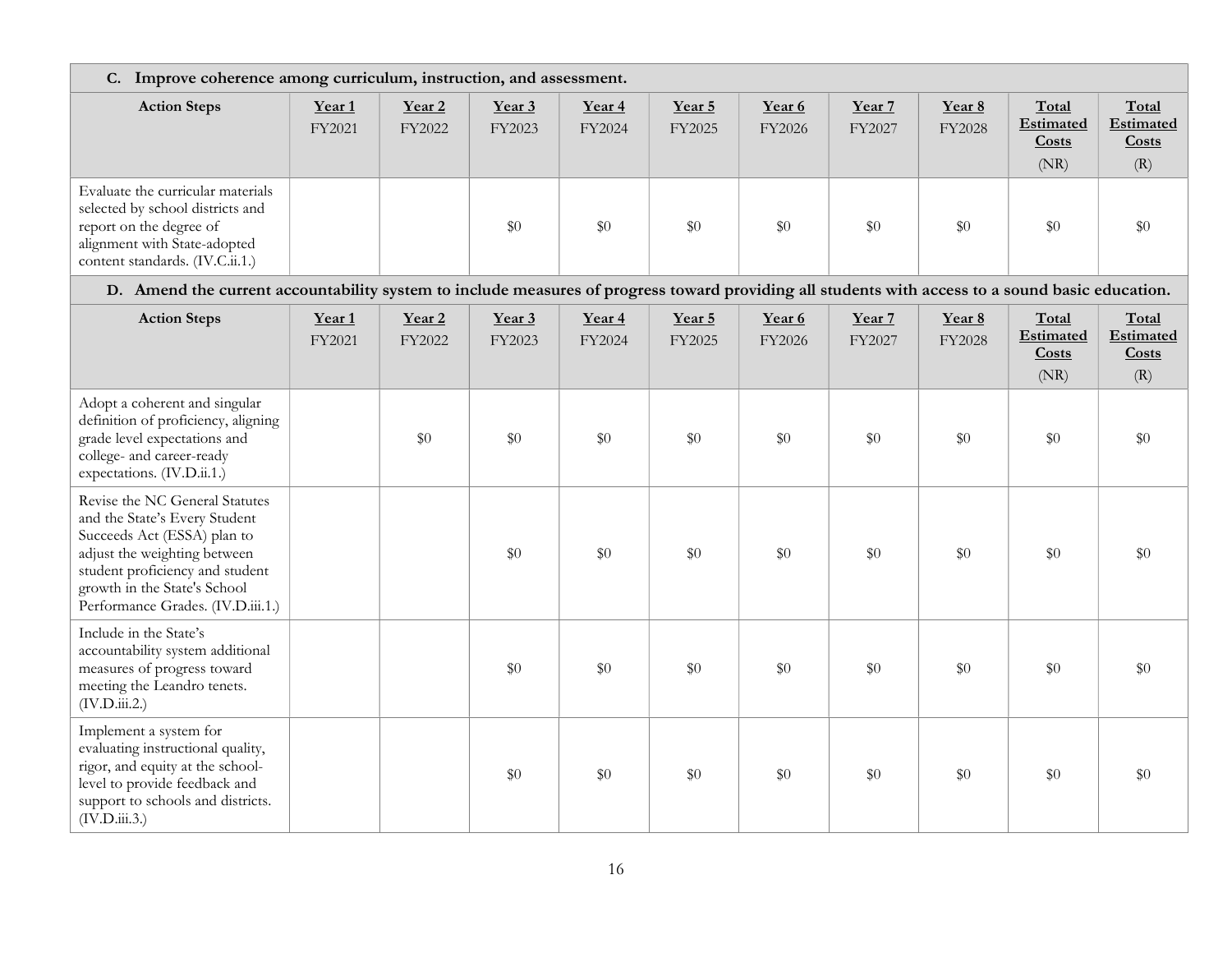| C. Improve coherence among curriculum, instruction, and assessment. | | | | | | | | | | |
|---|---|---|---|---|---|---|---|---|---|---|
| **Action Steps** | **Year 1** FY2021 | **Year 2** FY2022 | **Year 3** FY2023 | **Year 4** FY2024 | **Year 5** FY2025 | **Year 6** FY2026 | **Year 7** FY2027 | **Year 8** FY2028 | **Total Estimated Costs** (NR) | **Total Estimated Costs** (R) |
| Evaluate the curricular materials selected by school districts and report on the degree of alignment with State-adopted content standards. (IV.C.ii.1.) | | | $0 | $0 | $0 | $0 | $0 | $0 | $0 | $0 |

| D. Amend the current accountability system to include measures of progress toward providing all students with access to a sound basic education. | | | | | | | | | | |
|---|---|---|---|---|---|---|---|---|---|---|
| **Action Steps** | **Year 1** FY2021 | **Year 2** FY2022 | **Year 3** FY2023 | **Year 4** FY2024 | **Year 5** FY2025 | **Year 6** FY2026 | **Year 7** FY2027 | **Year 8** FY2028 | **Total Estimated Costs** (NR) | **Total Estimated Costs** (R) |
| Adopt a coherent and singular definition of proficiency, aligning grade level expectations and college- and career-ready expectations. (IV.D.ii.1.) | | $0 | $0 | $0 | $0 | $0 | $0 | $0 | $0 | $0 |
| Revise the NC General Statutes and the State's Every Student Succeeds Act (ESSA) plan to adjust the weighting between student proficiency and student growth in the State's School Performance Grades. (IV.D.iii.1.) | | | $0 | $0 | $0 | $0 | $0 | $0 | $0 | $0 |
| Include in the State's accountability system additional measures of progress toward meeting the Leandro tenets. (IV.D.iii.2.) | | | $0 | $0 | $0 | $0 | $0 | $0 | $0 | $0 |
| Implement a system for evaluating instructional quality, rigor, and equity at the school-level to provide feedback and support to schools and districts. (IV.D.iii.3.) | | | $0 | $0 | $0 | $0 | $0 | $0 | $0 | $0 |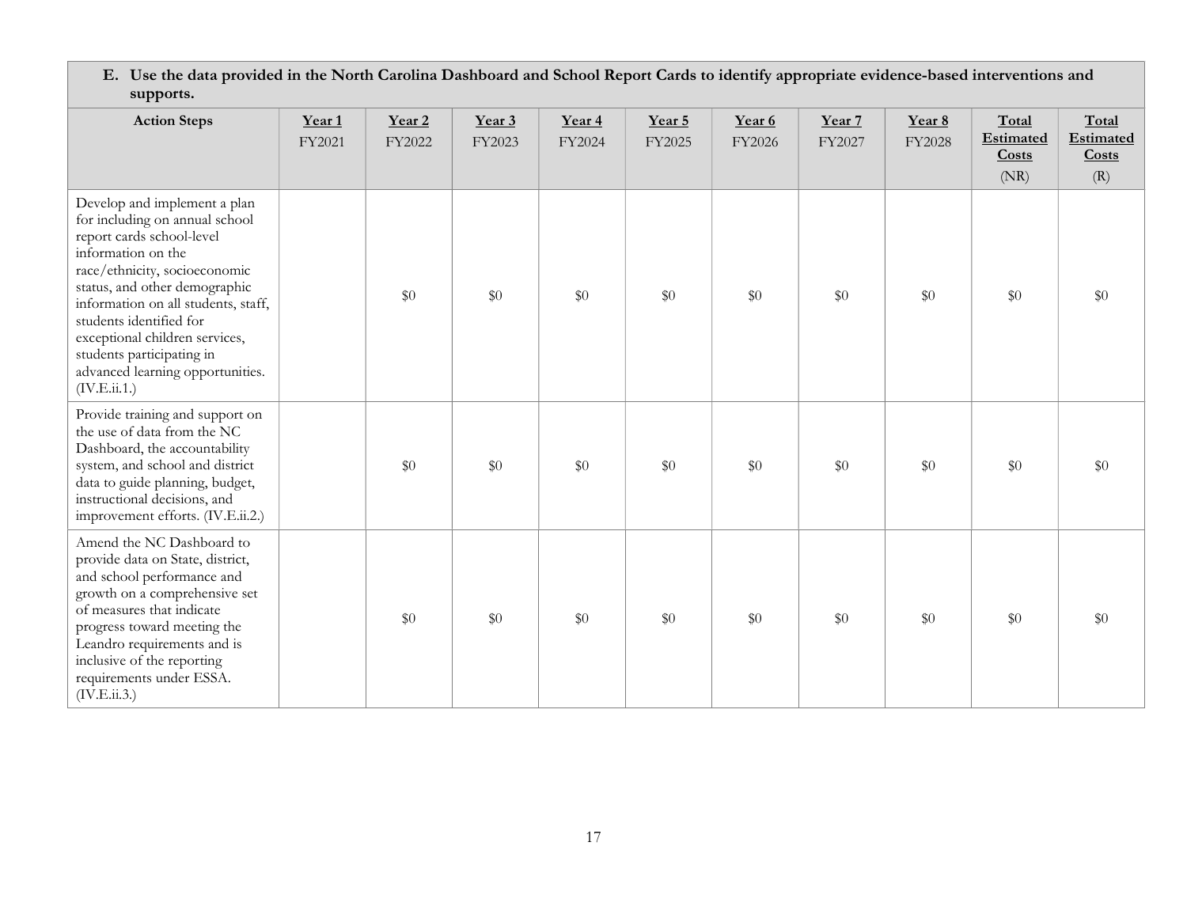| **E. Use the data provided in the North Carolina Dashboard and School Report Cards to identify appropriate evidence-based interventions and supports.** | | | | | | | | | | |
|---|---|---|---|---|---|---|---|---|---|---|
| **Action Steps** | **Year 1** FY2021 | **Year 2** FY2022 | **Year 3** FY2023 | **Year 4** FY2024 | **Year 5** FY2025 | **Year 6** FY2026 | **Year 7** FY2027 | **Year 8** FY2028 | **Total Estimated Costs** (NR) | **Total Estimated Costs** (R) |
| Develop and implement a plan for including on annual school report cards school-level information on the race/ethnicity, socioeconomic status, and other demographic information on all students, staff, students identified for exceptional children services, students participating in advanced learning opportunities. (IV.E.ii.1.) | | $0 | $0 | $0 | $0 | $0 | $0 | $0 | $0 | $0 |
| Provide training and support on the use of data from the NC Dashboard, the accountability system, and school and district data to guide planning, budget, instructional decisions, and improvement efforts. (IV.E.ii.2.) | | $0 | $0 | $0 | $0 | $0 | $0 | $0 | $0 | $0 |
| Amend the NC Dashboard to provide data on State, district, and school performance and growth on a comprehensive set of measures that indicate progress toward meeting the Leandro requirements and is inclusive of the reporting requirements under ESSA. (IV.E.ii.3.) | | $0 | $0 | $0 | $0 | $0 | $0 | $0 | $0 | $0 |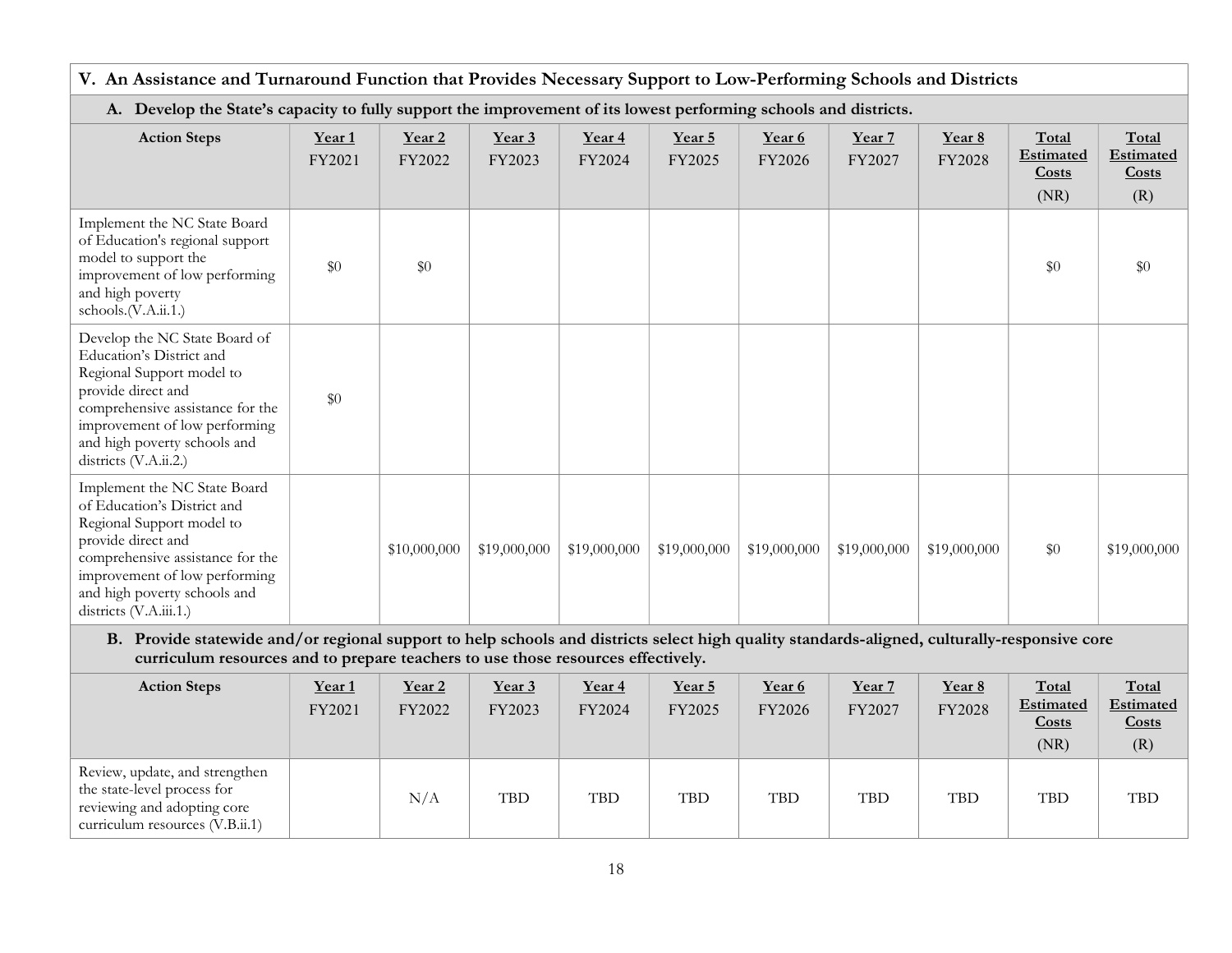## V. An Assistance and Turnaround Function that Provides Necessary Support to Low-Performing Schools and Districts

### A. Develop the State's capacity to fully support the improvement of its lowest performing schools and districts.

| Action Steps | Year 1 FY2021 | Year 2 FY2022 | Year 3 FY2023 | Year 4 FY2024 | Year 5 FY2025 | Year 6 FY2026 | Year 7 FY2027 | Year 8 FY2028 | Total Estimated Costs (NR) | Total Estimated Costs (R) |
|---|---|---|---|---|---|---|---|---|---|---|
| Implement the NC State Board of Education's regional support model to support the improvement of low performing and high poverty schools.(V.A.ii.1.) | $0 | $0 | | | | | | | $0 | $0 |
| Develop the NC State Board of Education's District and Regional Support model to provide direct and comprehensive assistance for the improvement of low performing and high poverty schools and districts (V.A.ii.2.) | $0 | | | | | | | | | |
| Implement the NC State Board of Education's District and Regional Support model to provide direct and comprehensive assistance for the improvement of low performing and high poverty schools and districts (V.A.iii.1.) | | $10,000,000 | $19,000,000 | $19,000,000 | $19,000,000 | $19,000,000 | $19,000,000 | $19,000,000 | $0 | $19,000,000 |

### B. Provide statewide and/or regional support to help schools and districts select high quality standards-aligned, culturally-responsive core curriculum resources and to prepare teachers to use those resources effectively.

| Action Steps | Year 1 FY2021 | Year 2 FY2022 | Year 3 FY2023 | Year 4 FY2024 | Year 5 FY2025 | Year 6 FY2026 | Year 7 FY2027 | Year 8 FY2028 | Total Estimated Costs (NR) | Total Estimated Costs (R) |
|---|---|---|---|---|---|---|---|---|---|---|
| Review, update, and strengthen the state-level process for reviewing and adopting core curriculum resources (V.B.ii.1) | | N/A | TBD | TBD | TBD | TBD | TBD | TBD | TBD | TBD |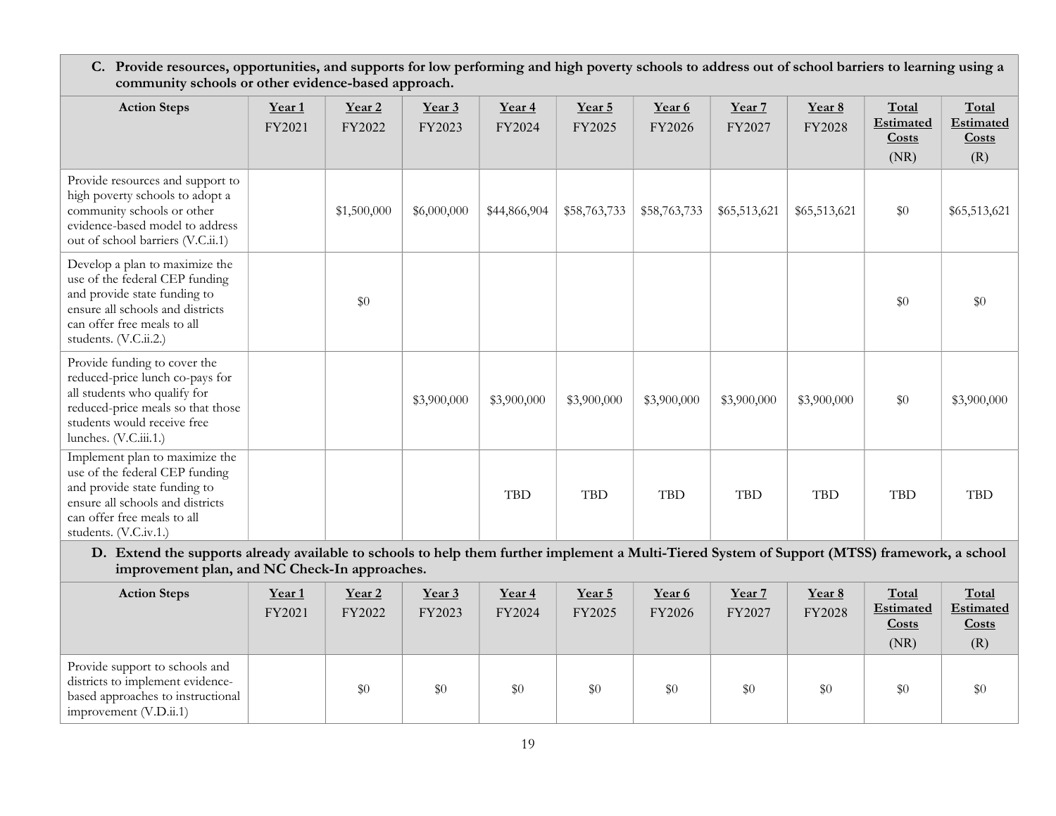| **C. Provide resources, opportunities, and supports for low performing and high poverty schools to address out of school barriers to learning using a community schools or other evidence-based approach.** | | | | | | | | | | |
|---|---|---|---|---|---|---|---|---|---|---|
| **Action Steps** | **Year 1** FY2021 | **Year 2** FY2022 | **Year 3** FY2023 | **Year 4** FY2024 | **Year 5** FY2025 | **Year 6** FY2026 | **Year 7** FY2027 | **Year 8** FY2028 | **Total Estimated Costs** (NR) | **Total Estimated Costs** (R) |
| Provide resources and support to high poverty schools to adopt a community schools or other evidence-based model to address out of school barriers (V.C.ii.1) | | $1,500,000 | $6,000,000 | $44,866,904 | $58,763,733 | $58,763,733 | $65,513,621 | $65,513,621 | $0 | $65,513,621 |
| Develop a plan to maximize the use of the federal CEP funding and provide state funding to ensure all schools and districts can offer free meals to all students. (V.C.ii.2.) | | $0 | | | | | | | $0 | $0 |
| Provide funding to cover the reduced-price lunch co-pays for all students who qualify for reduced-price meals so that those students would receive free lunches. (V.C.iii.1.) | | | $3,900,000 | $3,900,000 | $3,900,000 | $3,900,000 | $3,900,000 | $3,900,000 | $0 | $3,900,000 |
| Implement plan to maximize the use of the federal CEP funding and provide state funding to ensure all schools and districts can offer free meals to all students. (V.C.iv.1.) | | | | TBD | TBD | TBD | TBD | TBD | TBD | TBD |

| **D. Extend the supports already available to schools to help them further implement a Multi-Tiered System of Support (MTSS) framework, a school improvement plan, and NC Check-In approaches.** | | | | | | | | | | |
|---|---|---|---|---|---|---|---|---|---|---|
| **Action Steps** | **Year 1** FY2021 | **Year 2** FY2022 | **Year 3** FY2023 | **Year 4** FY2024 | **Year 5** FY2025 | **Year 6** FY2026 | **Year 7** FY2027 | **Year 8** FY2028 | **Total Estimated Costs** (NR) | **Total Estimated Costs** (R) |
| Provide support to schools and districts to implement evidence-based approaches to instructional improvement (V.D.ii.1) | | $0 | $0 | $0 | $0 | $0 | $0 | $0 | $0 | $0 |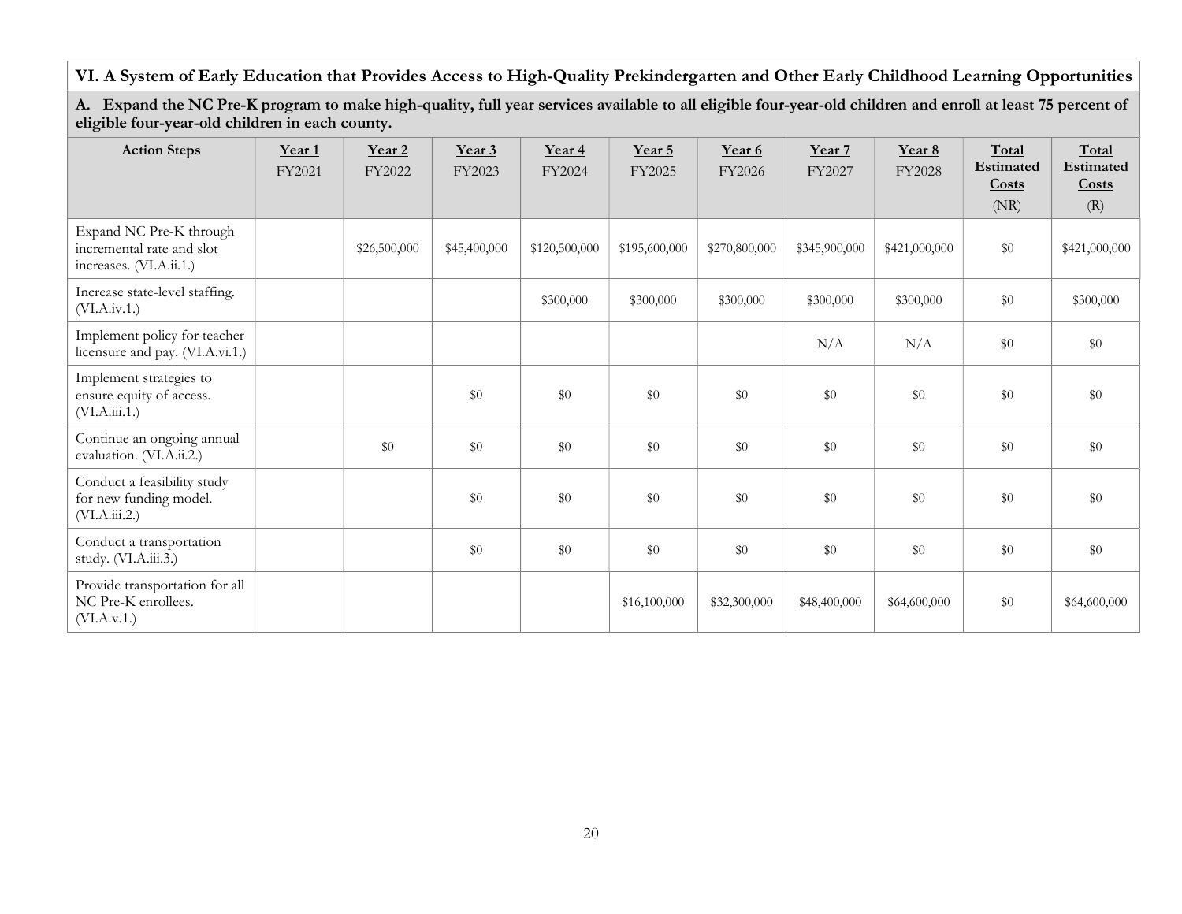## VI. A System of Early Education that Provides Access to High-Quality Prekindergarten and Other Early Childhood Learning Opportunities

### A. Expand the NC Pre-K program to make high-quality, full year services available to all eligible four-year-old children and enroll at least 75 percent of eligible four-year-old children in each county.

| Action Steps | Year 1 FY2021 | Year 2 FY2022 | Year 3 FY2023 | Year 4 FY2024 | Year 5 FY2025 | Year 6 FY2026 | Year 7 FY2027 | Year 8 FY2028 | Total Estimated Costs (NR) | Total Estimated Costs (R) |
|---|---|---|---|---|---|---|---|---|---|---|
| Expand NC Pre-K through incremental rate and slot increases. (VI.A.ii.1.) | | $26,500,000 | $45,400,000 | $120,500,000 | $195,600,000 | $270,800,000 | $345,900,000 | $421,000,000 | $0 | $421,000,000 |
| Increase state-level staffing. (VI.A.iv.1.) | | | | $300,000 | $300,000 | $300,000 | $300,000 | $300,000 | $0 | $300,000 |
| Implement policy for teacher licensure and pay. (VI.A.vi.1.) | | | | | | | N/A | N/A | $0 | $0 |
| Implement strategies to ensure equity of access. (VI.A.iii.1.) | | | $0 | $0 | $0 | $0 | $0 | $0 | $0 | $0 |
| Continue an ongoing annual evaluation. (VI.A.ii.2.) | | $0 | $0 | $0 | $0 | $0 | $0 | $0 | $0 | $0 |
| Conduct a feasibility study for new funding model. (VI.A.iii.2.) | | | $0 | $0 | $0 | $0 | $0 | $0 | $0 | $0 |
| Conduct a transportation study. (VI.A.iii.3.) | | | $0 | $0 | $0 | $0 | $0 | $0 | $0 | $0 |
| Provide transportation for all NC Pre-K enrollees. (VI.A.v.1.) | | | | | $16,100,000 | $32,300,000 | $48,400,000 | $64,600,000 | $0 | $64,600,000 |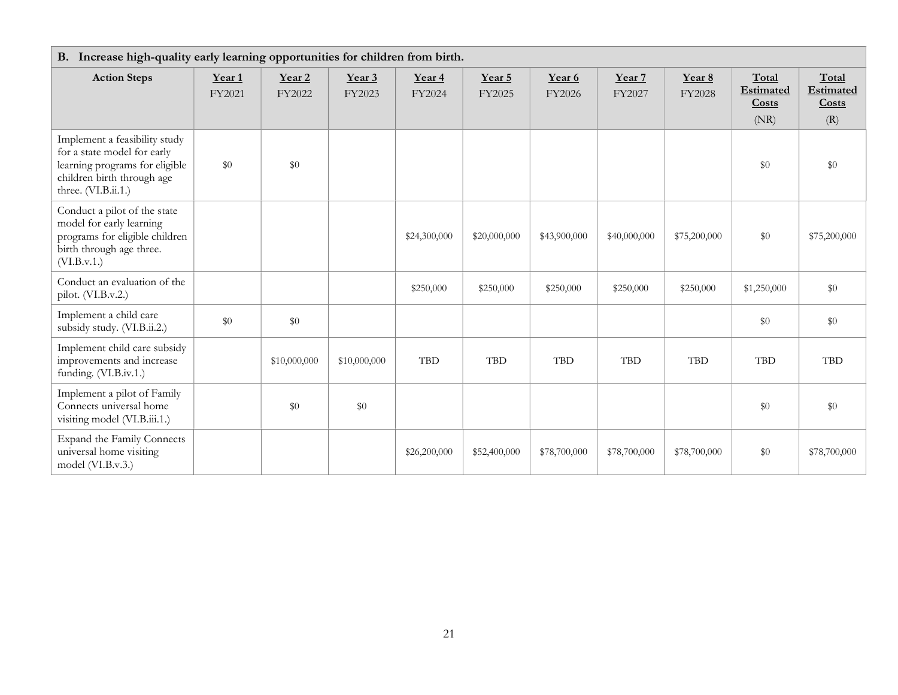| B. Increase high-quality early learning opportunities for children from birth. | | | | | | | | | | |
|---|---|---|---|---|---|---|---|---|---|---|
| **Action Steps** | **Year 1** FY2021 | **Year 2** FY2022 | **Year 3** FY2023 | **Year 4** FY2024 | **Year 5** FY2025 | **Year 6** FY2026 | **Year 7** FY2027 | **Year 8** FY2028 | **Total Estimated Costs** (NR) | **Total Estimated Costs** (R) |
| Implement a feasibility study for a state model for early learning programs for eligible children birth through age three. (VI.B.ii.1.) | $0 | $0 | | | | | | | $0 | $0 |
| Conduct a pilot of the state model for early learning programs for eligible children birth through age three. (VI.B.v.1.) | | | | $24,300,000 | $20,000,000 | $43,900,000 | $40,000,000 | $75,200,000 | $0 | $75,200,000 |
| Conduct an evaluation of the pilot. (VI.B.v.2.) | | | | $250,000 | $250,000 | $250,000 | $250,000 | $250,000 | $1,250,000 | $0 |
| Implement a child care subsidy study. (VI.B.ii.2.) | $0 | $0 | | | | | | | $0 | $0 |
| Implement child care subsidy improvements and increase funding. (VI.B.iv.1.) | | $10,000,000 | $10,000,000 | TBD | TBD | TBD | TBD | TBD | TBD | TBD |
| Implement a pilot of Family Connects universal home visiting model (VI.B.iii.1.) | | $0 | $0 | | | | | | $0 | $0 |
| Expand the Family Connects universal home visiting model (VI.B.v.3.) | | | | $26,200,000 | $52,400,000 | $78,700,000 | $78,700,000 | $78,700,000 | $0 | $78,700,000 |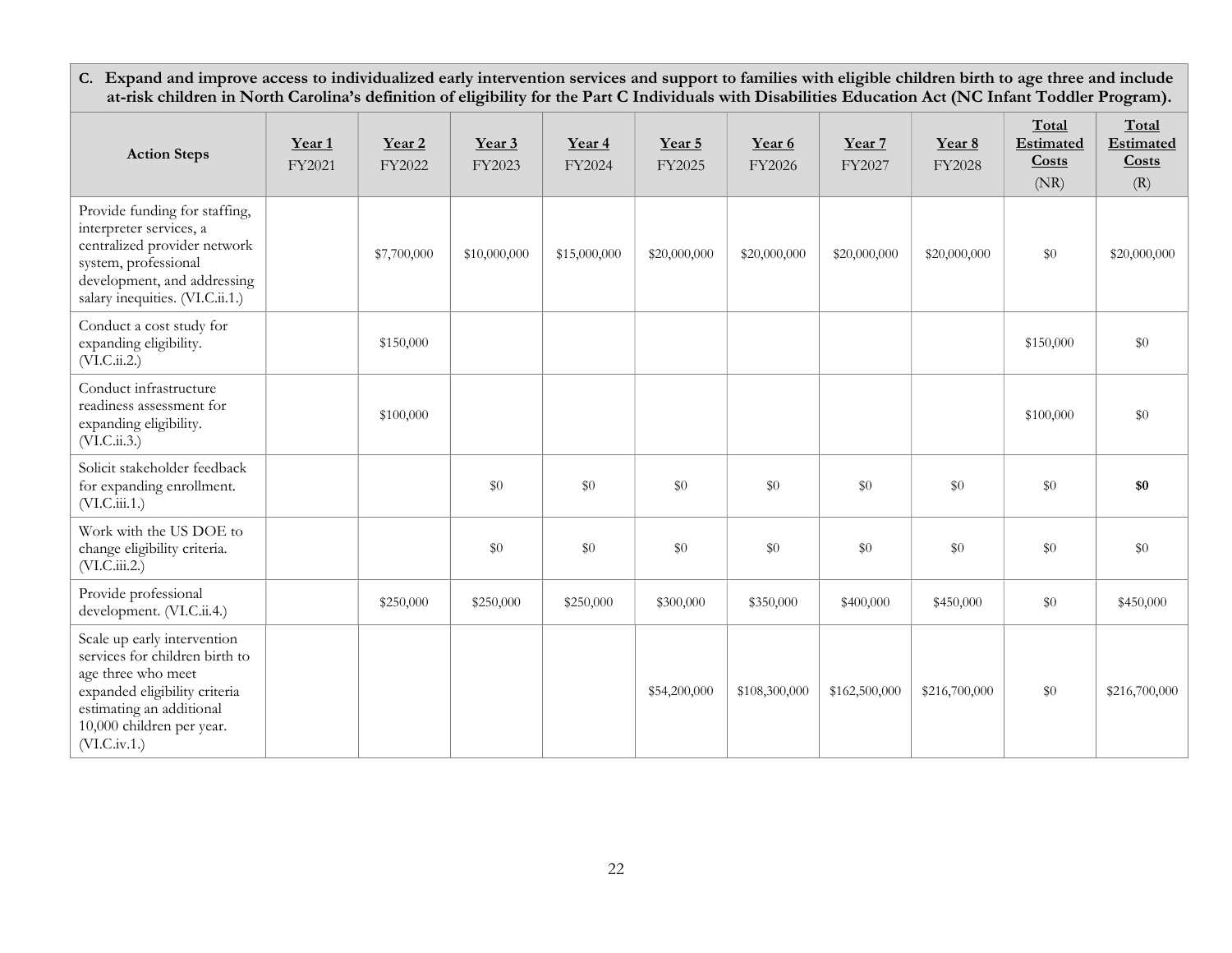**C. Expand and improve access to individualized early intervention services and support to families with eligible children birth to age three and include at-risk children in North Carolina's definition of eligibility for the Part C Individuals with Disabilities Education Act (NC Infant Toddler Program).**

| Action Steps | Year 1 FY2021 | Year 2 FY2022 | Year 3 FY2023 | Year 4 FY2024 | Year 5 FY2025 | Year 6 FY2026 | Year 7 FY2027 | Year 8 FY2028 | Total Estimated Costs (NR) | Total Estimated Costs (R) |
|---|---|---|---|---|---|---|---|---|---|---|
| Provide funding for staffing, interpreter services, a centralized provider network system, professional development, and addressing salary inequities. (VI.C.ii.1.) | | $7,700,000 | $10,000,000 | $15,000,000 | $20,000,000 | $20,000,000 | $20,000,000 | $20,000,000 | $0 | $20,000,000 |
| Conduct a cost study for expanding eligibility. (VI.C.ii.2.) | | $150,000 | | | | | | | $150,000 | $0 |
| Conduct infrastructure readiness assessment for expanding eligibility. (VI.C.ii.3.) | | $100,000 | | | | | | | $100,000 | $0 |
| Solicit stakeholder feedback for expanding enrollment. (VI.C.iii.1.) | | | $0 | $0 | $0 | $0 | $0 | $0 | $0 | **$0** |
| Work with the US DOE to change eligibility criteria. (VI.C.iii.2.) | | | $0 | $0 | $0 | $0 | $0 | $0 | $0 | $0 |
| Provide professional development. (VI.C.ii.4.) | | $250,000 | $250,000 | $250,000 | $300,000 | $350,000 | $400,000 | $450,000 | $0 | $450,000 |
| Scale up early intervention services for children birth to age three who meet expanded eligibility criteria estimating an additional 10,000 children per year. (VI.C.iv.1.) | | | | | $54,200,000 | $108,300,000 | $162,500,000 | $216,700,000 | $0 | $216,700,000 |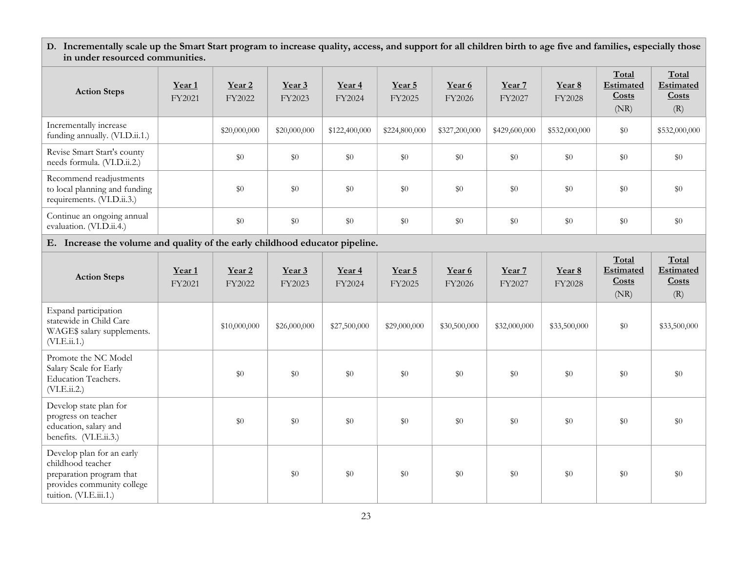**D. Incrementally scale up the Smart Start program to increase quality, access, and support for all children birth to age five and families, especially those in under resourced communities.**

| Action Steps | Year 1 FY2021 | Year 2 FY2022 | Year 3 FY2023 | Year 4 FY2024 | Year 5 FY2025 | Year 6 FY2026 | Year 7 FY2027 | Year 8 FY2028 | Total Estimated Costs (NR) | Total Estimated Costs (R) |
|---|---|---|---|---|---|---|---|---|---|---|
| Incrementally increase funding annually. (VI.D.ii.1.) | | $20,000,000 | $20,000,000 | $122,400,000 | $224,800,000 | $327,200,000 | $429,600,000 | $532,000,000 | $0 | $532,000,000 |
| Revise Smart Start's county needs formula. (VI.D.ii.2.) | | $0 | $0 | $0 | $0 | $0 | $0 | $0 | $0 | $0 |
| Recommend readjustments to local planning and funding requirements. (VI.D.ii.3.) | | $0 | $0 | $0 | $0 | $0 | $0 | $0 | $0 | $0 |
| Continue an ongoing annual evaluation. (VI.D.ii.4.) | | $0 | $0 | $0 | $0 | $0 | $0 | $0 | $0 | $0 |

**E. Increase the volume and quality of the early childhood educator pipeline.**

| Action Steps | Year 1 FY2021 | Year 2 FY2022 | Year 3 FY2023 | Year 4 FY2024 | Year 5 FY2025 | Year 6 FY2026 | Year 7 FY2027 | Year 8 FY2028 | Total Estimated Costs (NR) | Total Estimated Costs (R) |
|---|---|---|---|---|---|---|---|---|---|---|
| Expand participation statewide in Child Care WAGE$ salary supplements. (VI.E.ii.1.) | | $10,000,000 | $26,000,000 | $27,500,000 | $29,000,000 | $30,500,000 | $32,000,000 | $33,500,000 | $0 | $33,500,000 |
| Promote the NC Model Salary Scale for Early Education Teachers. (VI.E.ii.2.) | | $0 | $0 | $0 | $0 | $0 | $0 | $0 | $0 | $0 |
| Develop state plan for progress on teacher education, salary and benefits. (VI.E.ii.3.) | | $0 | $0 | $0 | $0 | $0 | $0 | $0 | $0 | $0 |
| Develop plan for an early childhood teacher preparation program that provides community college tuition. (VI.E.iii.1.) | | | $0 | $0 | $0 | $0 | $0 | $0 | $0 | $0 |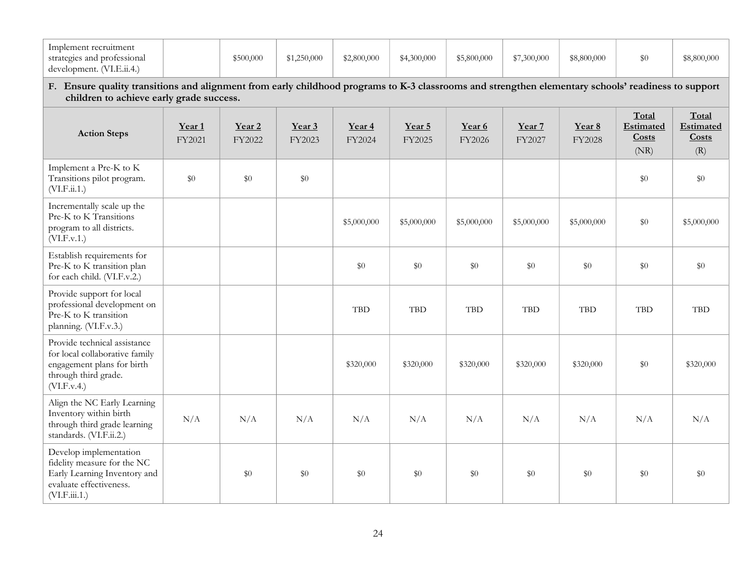| | | | | | | | | | | |
|---|---|---|---|---|---|---|---|---|---|---|
| Implement recruitment strategies and professional development. (VI.E.ii.4.) | | $500,000 | $1,250,000 | $2,800,000 | $4,300,000 | $5,800,000 | $7,300,000 | $8,800,000 | $0 | $8,800,000 |

**F. Ensure quality transitions and alignment from early childhood programs to K-3 classrooms and strengthen elementary schools' readiness to support children to achieve early grade success.**

| Action Steps | Year 1 FY2021 | Year 2 FY2022 | Year 3 FY2023 | Year 4 FY2024 | Year 5 FY2025 | Year 6 FY2026 | Year 7 FY2027 | Year 8 FY2028 | Total Estimated Costs (NR) | Total Estimated Costs (R) |
|---|---|---|---|---|---|---|---|---|---|---|
| Implement a Pre-K to K Transitions pilot program. (VI.F.ii.1.) | $0 | $0 | $0 | | | | | | $0 | $0 |
| Incrementally scale up the Pre-K to K Transitions program to all districts. (VI.F.v.1.) | | | | $5,000,000 | $5,000,000 | $5,000,000 | $5,000,000 | $5,000,000 | $0 | $5,000,000 |
| Establish requirements for Pre-K to K transition plan for each child. (VI.F.v.2.) | | | | $0 | $0 | $0 | $0 | $0 | $0 | $0 |
| Provide support for local professional development on Pre-K to K transition planning. (VI.F.v.3.) | | | | TBD | TBD | TBD | TBD | TBD | TBD | TBD |
| Provide technical assistance for local collaborative family engagement plans for birth through third grade. (VI.F.v.4.) | | | | $320,000 | $320,000 | $320,000 | $320,000 | $320,000 | $0 | $320,000 |
| Align the NC Early Learning Inventory within birth through third grade learning standards. (VI.F.ii.2.) | N/A | N/A | N/A | N/A | N/A | N/A | N/A | N/A | N/A | N/A |
| Develop implementation fidelity measure for the NC Early Learning Inventory and evaluate effectiveness. (VI.F.iii.1.) | | $0 | $0 | $0 | $0 | $0 | $0 | $0 | $0 | $0 |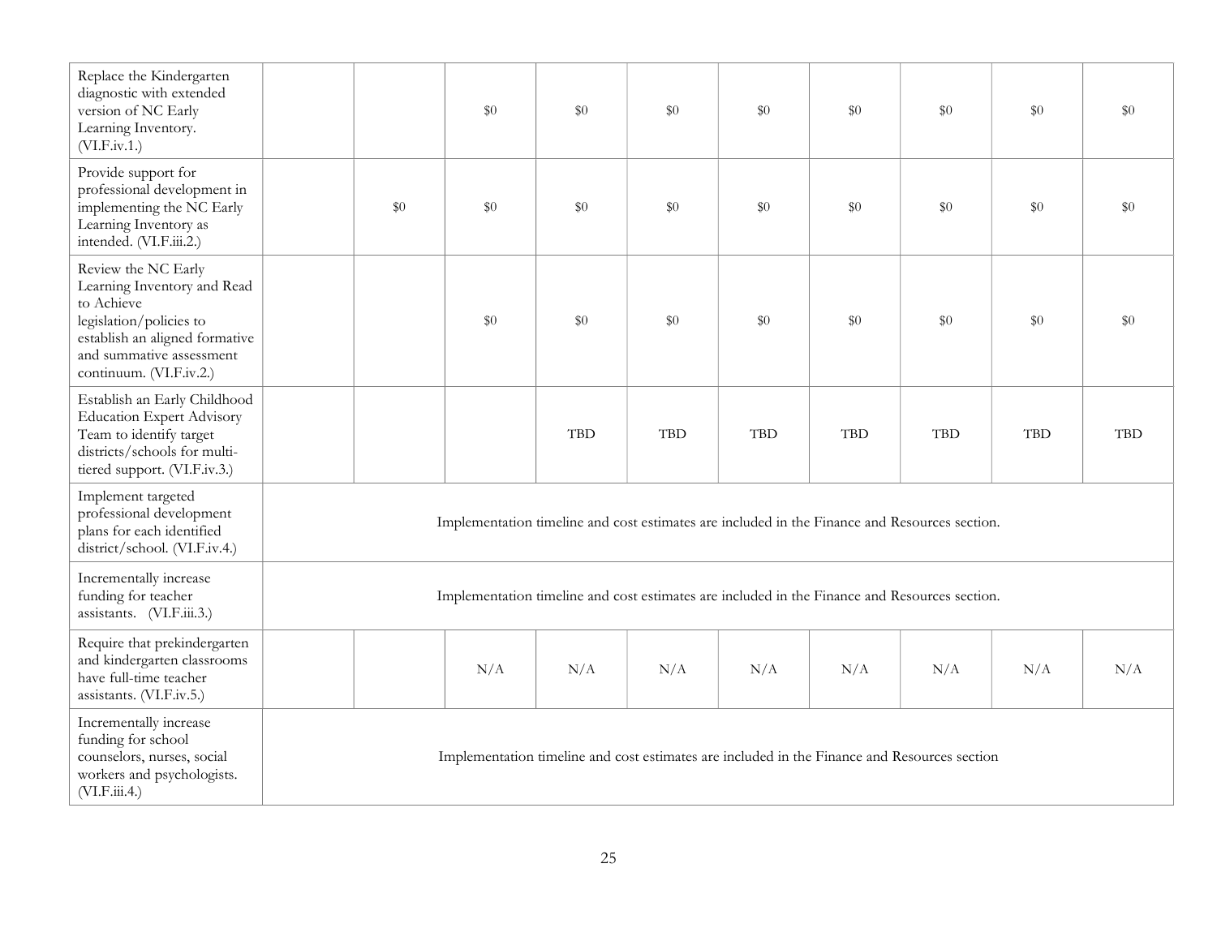| | | | | | | | | | | |
|---|---|---|---|---|---|---|---|---|---|---|
| Replace the Kindergarten diagnostic with extended version of NC Early Learning Inventory. (VI.F.iv.1.) | | | $0 | $0 | $0 | $0 | $0 | $0 | $0 | $0 |
| Provide support for professional development in implementing the NC Early Learning Inventory as intended. (VI.F.iii.2.) | | $0 | $0 | $0 | $0 | $0 | $0 | $0 | $0 | $0 |
| Review the NC Early Learning Inventory and Read to Achieve legislation/policies to establish an aligned formative and summative assessment continuum. (VI.F.iv.2.) | | | $0 | $0 | $0 | $0 | $0 | $0 | $0 | $0 |
| Establish an Early Childhood Education Expert Advisory Team to identify target districts/schools for multi-tiered support. (VI.F.iv.3.) | | | | TBD | TBD | TBD | TBD | TBD | TBD | TBD |
| Implement targeted professional development plans for each identified district/school. (VI.F.iv.4.) | Implementation timeline and cost estimates are included in the Finance and Resources section. | | | | | | | | | |
| Incrementally increase funding for teacher assistants. (VI.F.iii.3.) | Implementation timeline and cost estimates are included in the Finance and Resources section. | | | | | | | | | |
| Require that prekindergarten and kindergarten classrooms have full-time teacher assistants. (VI.F.iv.5.) | | | N/A | N/A | N/A | N/A | N/A | N/A | N/A | N/A |
| Incrementally increase funding for school counselors, nurses, social workers and psychologists. (VI.F.iii.4.) | Implementation timeline and cost estimates are included in the Finance and Resources section | | | | | | | | | |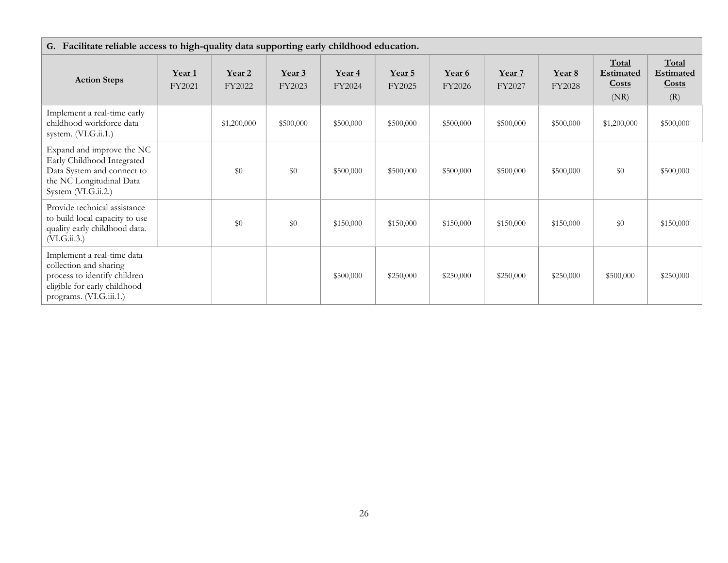| G. Facilitate reliable access to high-quality data supporting early childhood education. | | | | | | | | | | |
|---|---|---|---|---|---|---|---|---|---|---|
| **Action Steps** | **Year 1** FY2021 | **Year 2** FY2022 | **Year 3** FY2023 | **Year 4** FY2024 | **Year 5** FY2025 | **Year 6** FY2026 | **Year 7** FY2027 | **Year 8** FY2028 | **Total Estimated Costs** (NR) | **Total Estimated Costs** (R) |
| Implement a real-time early childhood workforce data system. (VI.G.ii.1.) | | $1,200,000 | $500,000 | $500,000 | $500,000 | $500,000 | $500,000 | $500,000 | $1,200,000 | $500,000 |
| Expand and improve the NC Early Childhood Integrated Data System and connect to the NC Longitudinal Data System (VI.G.ii.2.) | | $0 | $0 | $500,000 | $500,000 | $500,000 | $500,000 | $500,000 | $0 | $500,000 |
| Provide technical assistance to build local capacity to use quality early childhood data. (VI.G.ii.3.) | | $0 | $0 | $150,000 | $150,000 | $150,000 | $150,000 | $150,000 | $0 | $150,000 |
| Implement a real-time data collection and sharing process to identify children eligible for early childhood programs. (VI.G.iii.1.) | | | | $500,000 | $250,000 | $250,000 | $250,000 | $250,000 | $500,000 | $250,000 |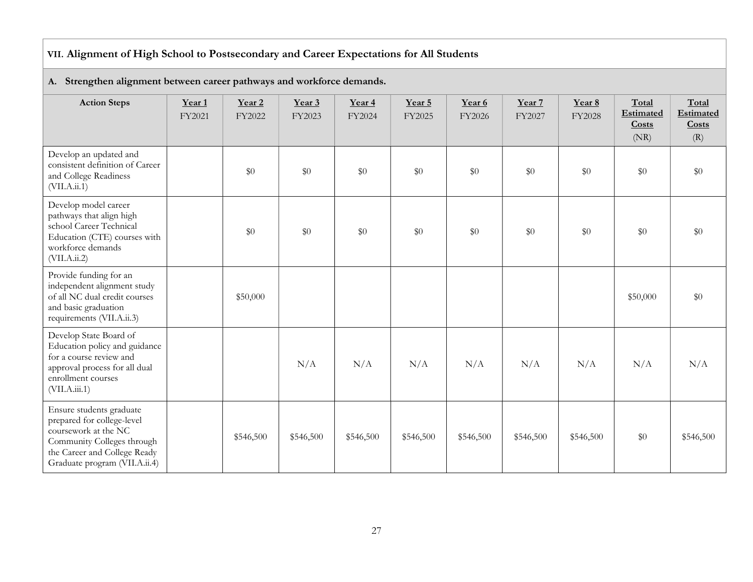## VII. Alignment of High School to Postsecondary and Career Expectations for All Students

### A. Strengthen alignment between career pathways and workforce demands.

| Action Steps | Year 1 FY2021 | Year 2 FY2022 | Year 3 FY2023 | Year 4 FY2024 | Year 5 FY2025 | Year 6 FY2026 | Year 7 FY2027 | Year 8 FY2028 | Total Estimated Costs (NR) | Total Estimated Costs (R) |
|---|---|---|---|---|---|---|---|---|---|---|
| Develop an updated and consistent definition of Career and College Readiness (VII.A.ii.1) | | $0 | $0 | $0 | $0 | $0 | $0 | $0 | $0 | $0 |
| Develop model career pathways that align high school Career Technical Education (CTE) courses with workforce demands (VII.A.ii.2) | | $0 | $0 | $0 | $0 | $0 | $0 | $0 | $0 | $0 |
| Provide funding for an independent alignment study of all NC dual credit courses and basic graduation requirements (VII.A.ii.3) | | $50,000 | | | | | | | $50,000 | $0 |
| Develop State Board of Education policy and guidance for a course review and approval process for all dual enrollment courses (VII.A.iii.1) | | | N/A | N/A | N/A | N/A | N/A | N/A | N/A | N/A |
| Ensure students graduate prepared for college-level coursework at the NC Community Colleges through the Career and College Ready Graduate program (VII.A.ii.4) | | $546,500 | $546,500 | $546,500 | $546,500 | $546,500 | $546,500 | $546,500 | $0 | $546,500 |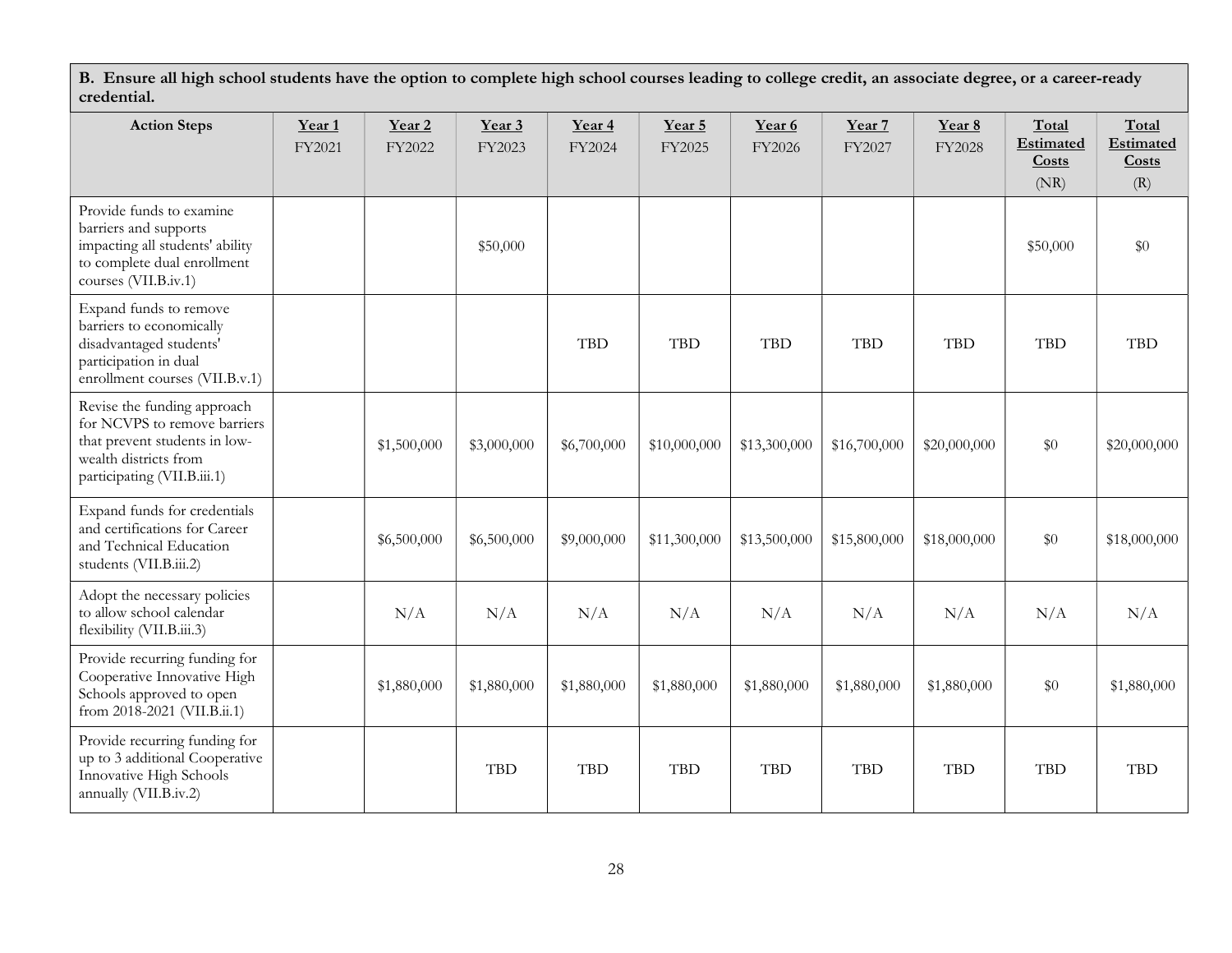| B. Ensure all high school students have the option to complete high school courses leading to college credit, an associate degree, or a career-ready credential. | | | | | | | | | | |
|---|---|---|---|---|---|---|---|---|---|---|
| **Action Steps** | **Year 1** FY2021 | **Year 2** FY2022 | **Year 3** FY2023 | **Year 4** FY2024 | **Year 5** FY2025 | **Year 6** FY2026 | **Year 7** FY2027 | **Year 8** FY2028 | **Total Estimated Costs** (NR) | **Total Estimated Costs** (R) |
| Provide funds to examine barriers and supports impacting all students' ability to complete dual enrollment courses (VII.B.iv.1) | | | $50,000 | | | | | | $50,000 | $0 |
| Expand funds to remove barriers to economically disadvantaged students' participation in dual enrollment courses (VII.B.v.1) | | | | TBD | TBD | TBD | TBD | TBD | TBD | TBD |
| Revise the funding approach for NCVPS to remove barriers that prevent students in low-wealth districts from participating (VII.B.iii.1) | | $1,500,000 | $3,000,000 | $6,700,000 | $10,000,000 | $13,300,000 | $16,700,000 | $20,000,000 | $0 | $20,000,000 |
| Expand funds for credentials and certifications for Career and Technical Education students (VII.B.iii.2) | | $6,500,000 | $6,500,000 | $9,000,000 | $11,300,000 | $13,500,000 | $15,800,000 | $18,000,000 | $0 | $18,000,000 |
| Adopt the necessary policies to allow school calendar flexibility (VII.B.iii.3) | | N/A | N/A | N/A | N/A | N/A | N/A | N/A | N/A | N/A |
| Provide recurring funding for Cooperative Innovative High Schools approved to open from 2018-2021 (VII.B.ii.1) | | $1,880,000 | $1,880,000 | $1,880,000 | $1,880,000 | $1,880,000 | $1,880,000 | $1,880,000 | $0 | $1,880,000 |
| Provide recurring funding for up to 3 additional Cooperative Innovative High Schools annually (VII.B.iv.2) | | | TBD | TBD | TBD | TBD | TBD | TBD | TBD | TBD |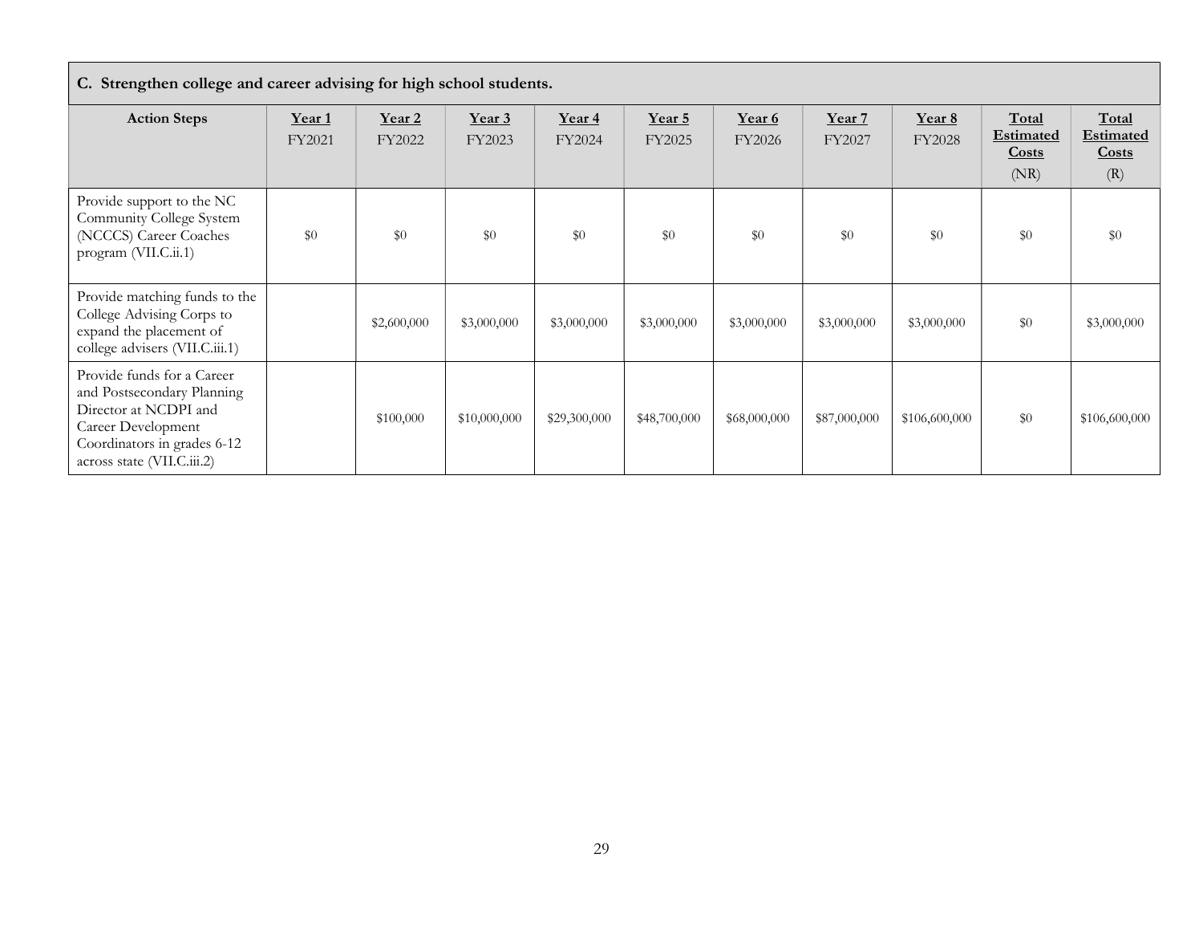| C. Strengthen college and career advising for high school students. | | | | | | | | | | |
|---|---|---|---|---|---|---|---|---|---|---|
| **Action Steps** | **Year 1** FY2021 | **Year 2** FY2022 | **Year 3** FY2023 | **Year 4** FY2024 | **Year 5** FY2025 | **Year 6** FY2026 | **Year 7** FY2027 | **Year 8** FY2028 | **Total Estimated Costs** (NR) | **Total Estimated Costs** (R) |
| Provide support to the NC Community College System (NCCCS) Career Coaches program (VII.C.ii.1) | $0 | $0 | $0 | $0 | $0 | $0 | $0 | $0 | $0 | $0 |
| Provide matching funds to the College Advising Corps to expand the placement of college advisers (VII.C.iii.1) | | $2,600,000 | $3,000,000 | $3,000,000 | $3,000,000 | $3,000,000 | $3,000,000 | $3,000,000 | $0 | $3,000,000 |
| Provide funds for a Career and Postsecondary Planning Director at NCDPI and Career Development Coordinators in grades 6-12 across state (VII.C.iii.2) | | $100,000 | $10,000,000 | $29,300,000 | $48,700,000 | $68,000,000 | $87,000,000 | $106,600,000 | $0 | $106,600,000 |